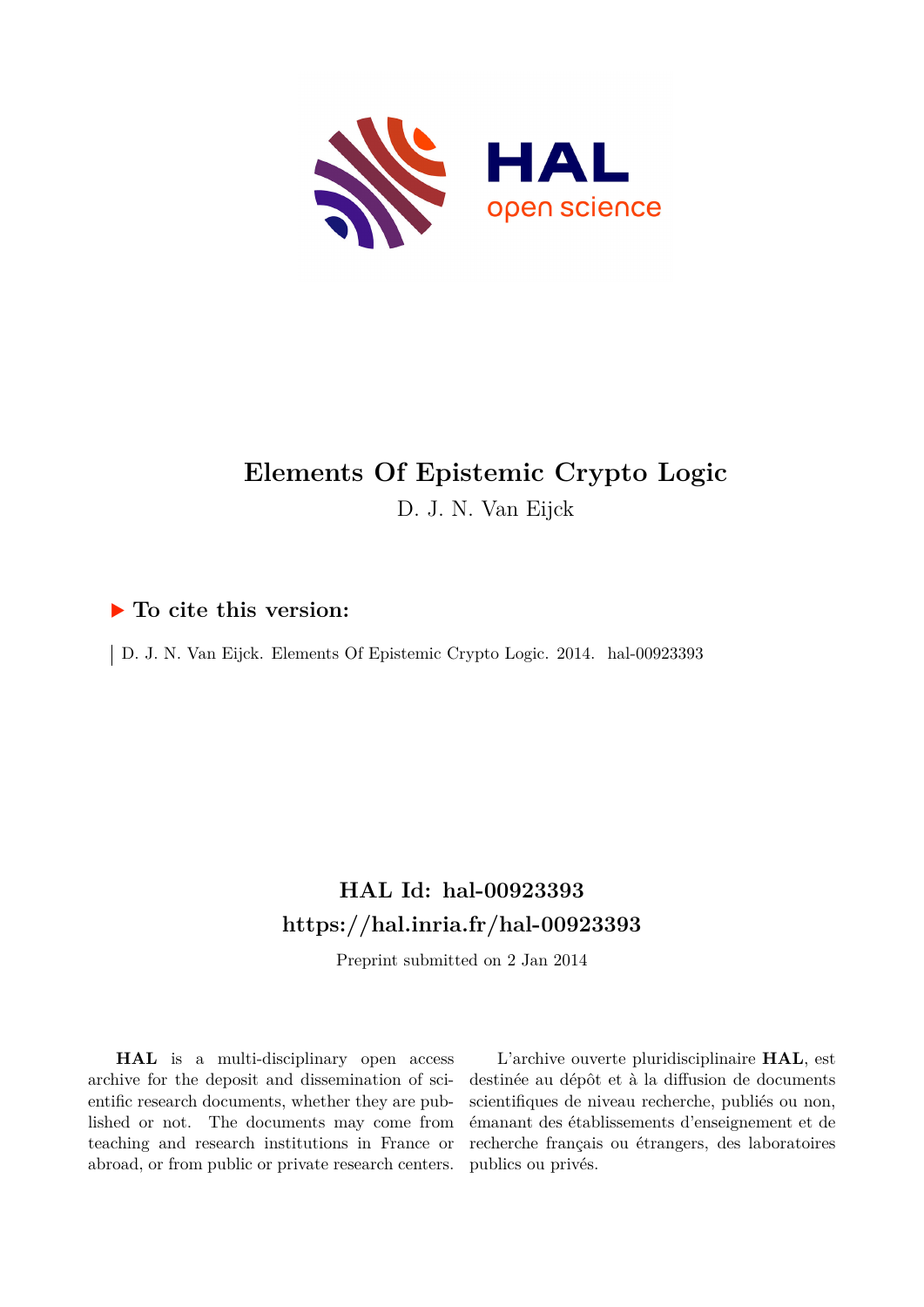# Elements Of Epistemic Crypto Logic

D. J. N. Van Eijck

## ▶ To cite this version:

D. J. N. Van Eijck. Elements Of Epistemic Crypto Logic. 2014. hal-00923393

## HAL Id: hal-00923393
## https://hal.inria.fr/hal-00923393

Preprint submitted on 2 Jan 2014

**HAL** is a multi-disciplinary open access archive for the deposit and dissemination of scientific research documents, whether they are published or not. The documents may come from teaching and research institutions in France or abroad, or from public or private research centers.

L'archive ouverte pluridisciplinaire **HAL**, est destinée au dépôt et à la diffusion de documents scientifiques de niveau recherche, publiés ou non, émanant des établissements d'enseignement et de recherche français ou étrangers, des laboratoires publics ou privés.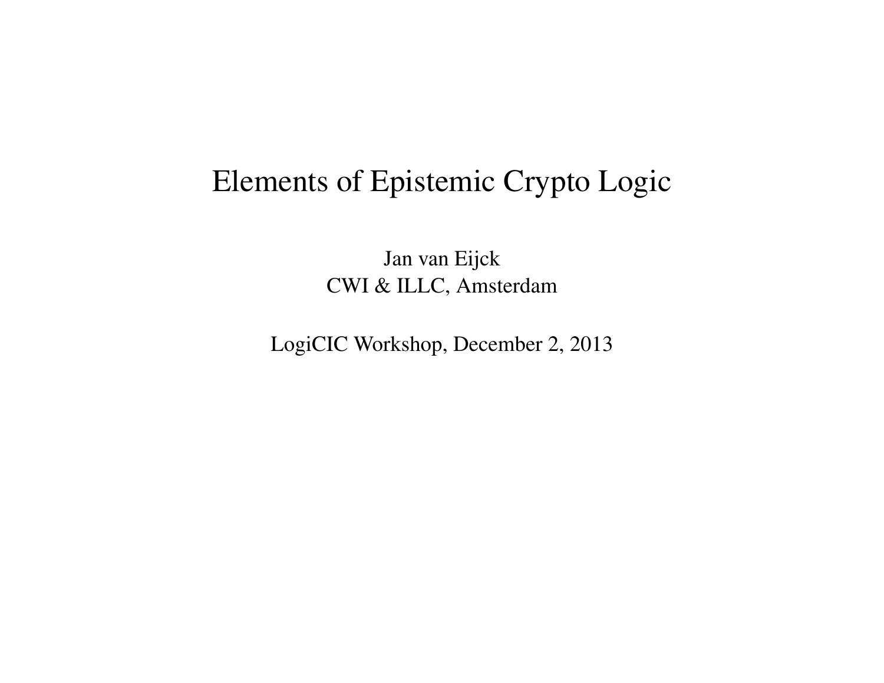# Elements of Epistemic Crypto Logic

Jan van Eijck
CWI & ILLC, Amsterdam

LogiCIC Workshop, December 2, 2013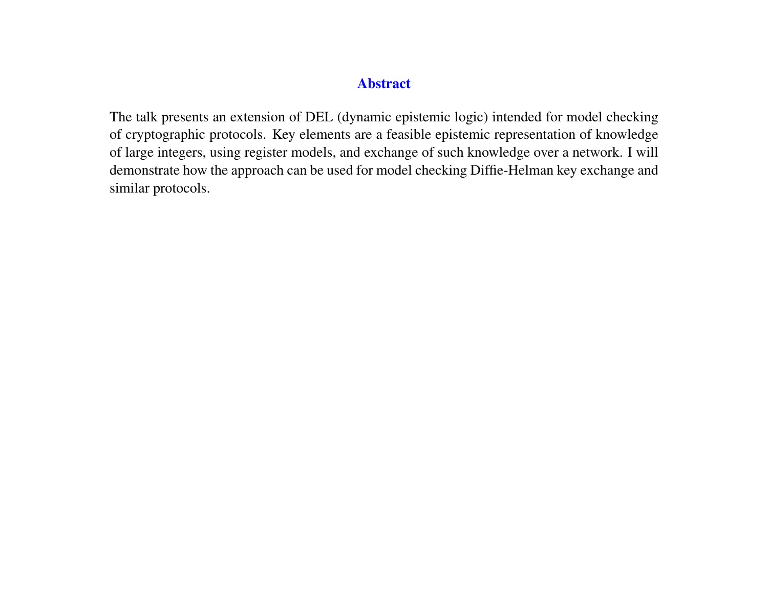## Abstract

The talk presents an extension of DEL (dynamic epistemic logic) intended for model checking of cryptographic protocols. Key elements are a feasible epistemic representation of knowledge of large integers, using register models, and exchange of such knowledge over a network. I will demonstrate how the approach can be used for model checking Diffie-Helman key exchange and similar protocols.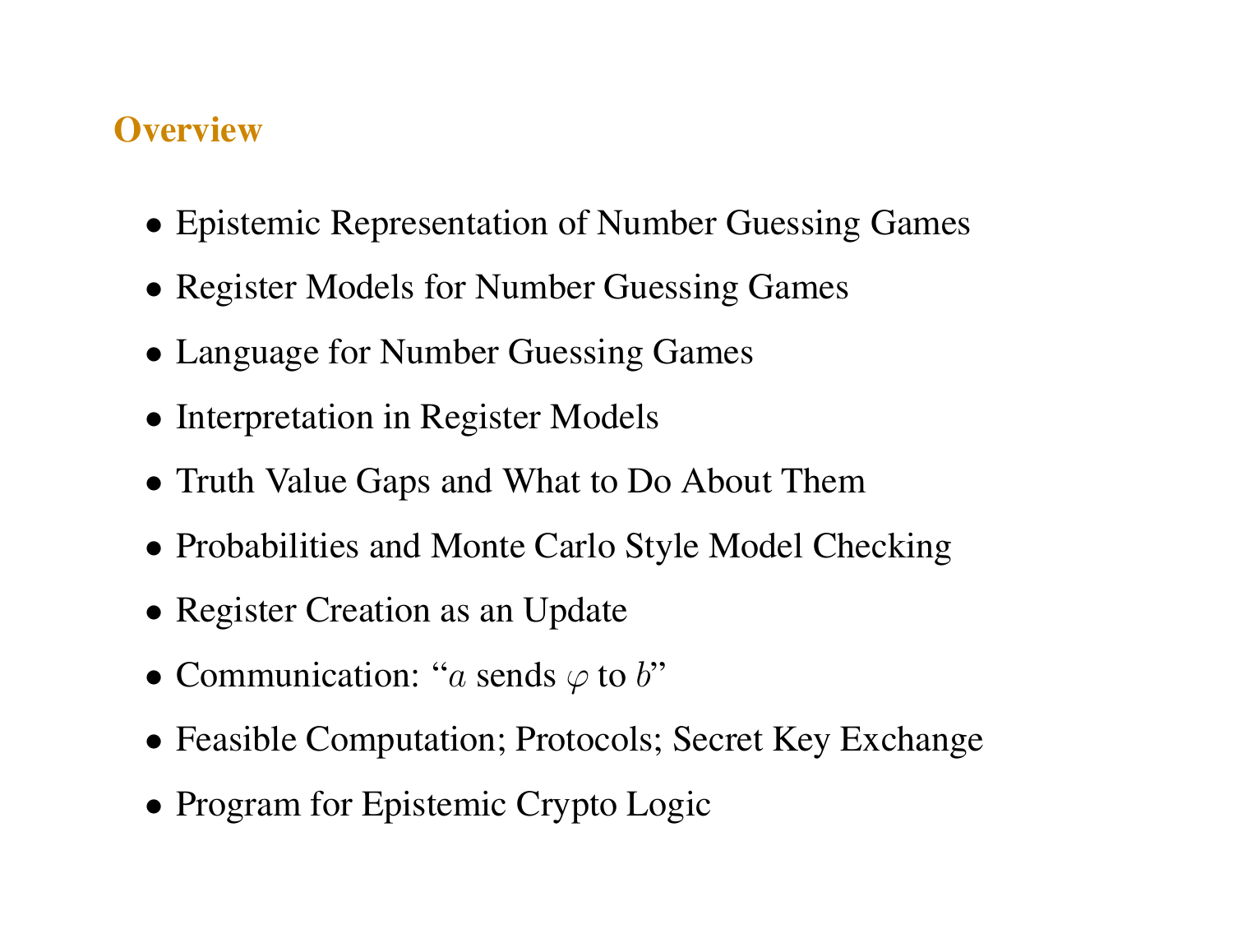## Overview

- Epistemic Representation of Number Guessing Games
- Register Models for Number Guessing Games
- Language for Number Guessing Games
- Interpretation in Register Models
- Truth Value Gaps and What to Do About Them
- Probabilities and Monte Carlo Style Model Checking
- Register Creation as an Update
- Communication: "$a$ sends $\varphi$ to $b$"
- Feasible Computation; Protocols; Secret Key Exchange
- Program for Epistemic Crypto Logic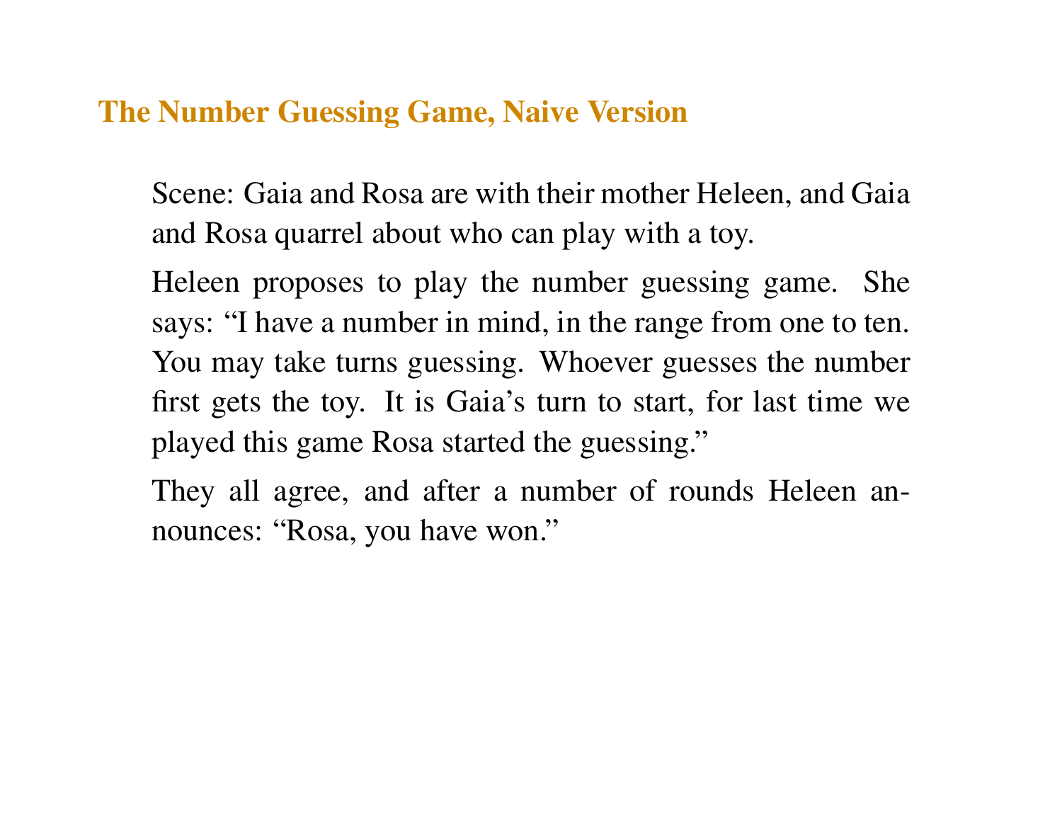## The Number Guessing Game, Naive Version

Scene: Gaia and Rosa are with their mother Heleen, and Gaia and Rosa quarrel about who can play with a toy.

Heleen proposes to play the number guessing game. She says: "I have a number in mind, in the range from one to ten. You may take turns guessing. Whoever guesses the number first gets the toy. It is Gaia's turn to start, for last time we played this game Rosa started the guessing."

They all agree, and after a number of rounds Heleen announces: "Rosa, you have won."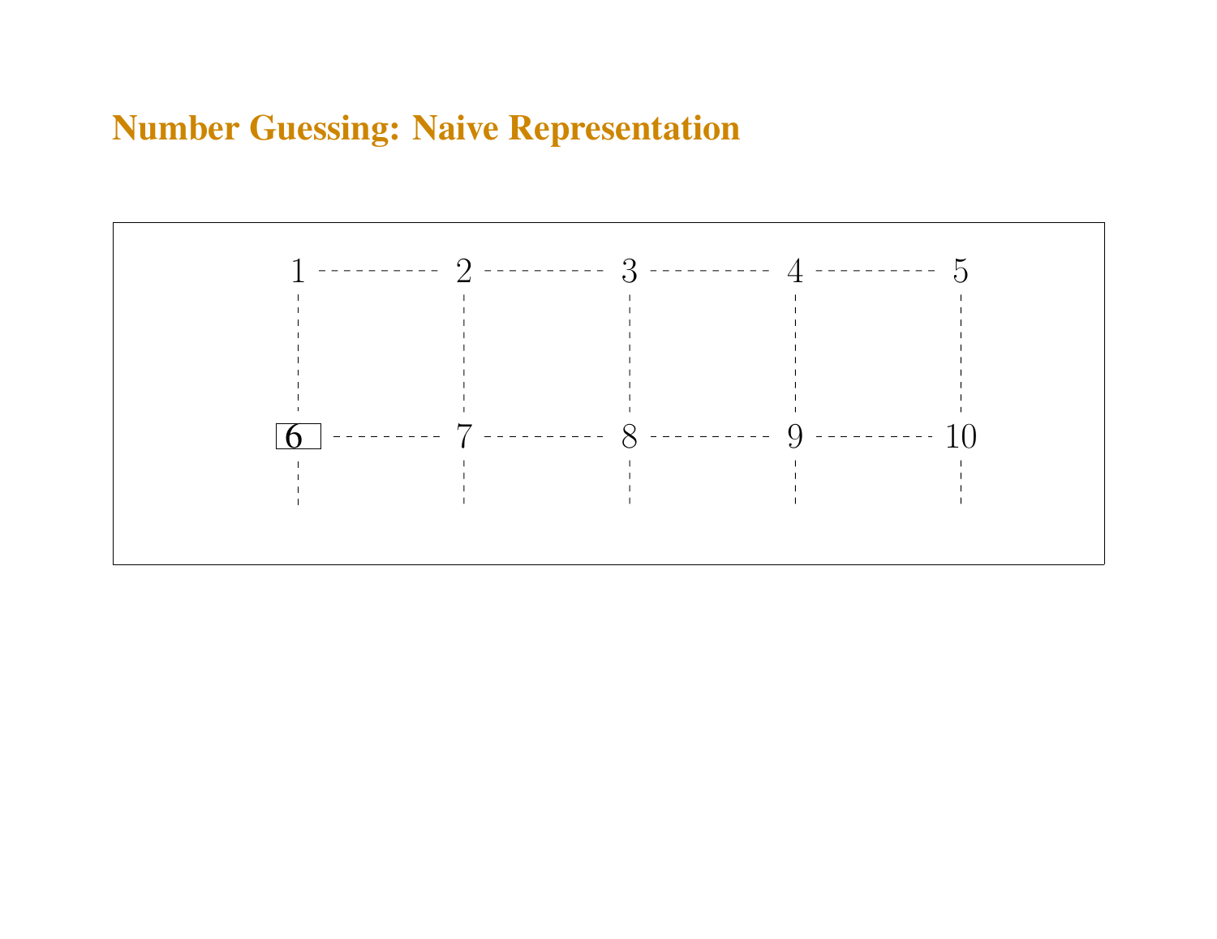# Number Guessing: Naive Representation

1 2 3 4 5

6 7 8 9 10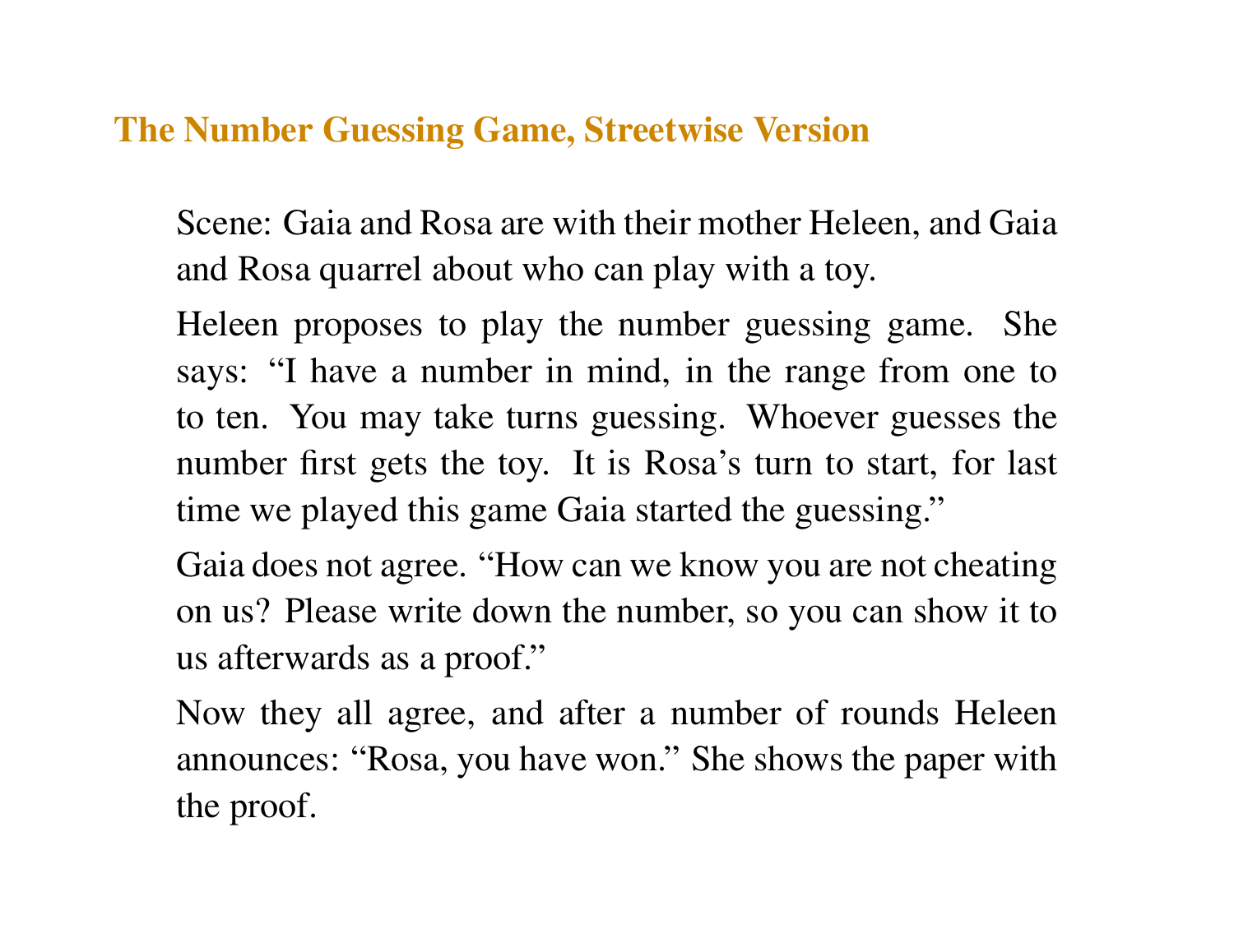## The Number Guessing Game, Streetwise Version

Scene: Gaia and Rosa are with their mother Heleen, and Gaia and Rosa quarrel about who can play with a toy.

Heleen proposes to play the number guessing game. She says: "I have a number in mind, in the range from one to to ten. You may take turns guessing. Whoever guesses the number first gets the toy. It is Rosa's turn to start, for last time we played this game Gaia started the guessing."

Gaia does not agree. "How can we know you are not cheating on us? Please write down the number, so you can show it to us afterwards as a proof."

Now they all agree, and after a number of rounds Heleen announces: "Rosa, you have won." She shows the paper with the proof.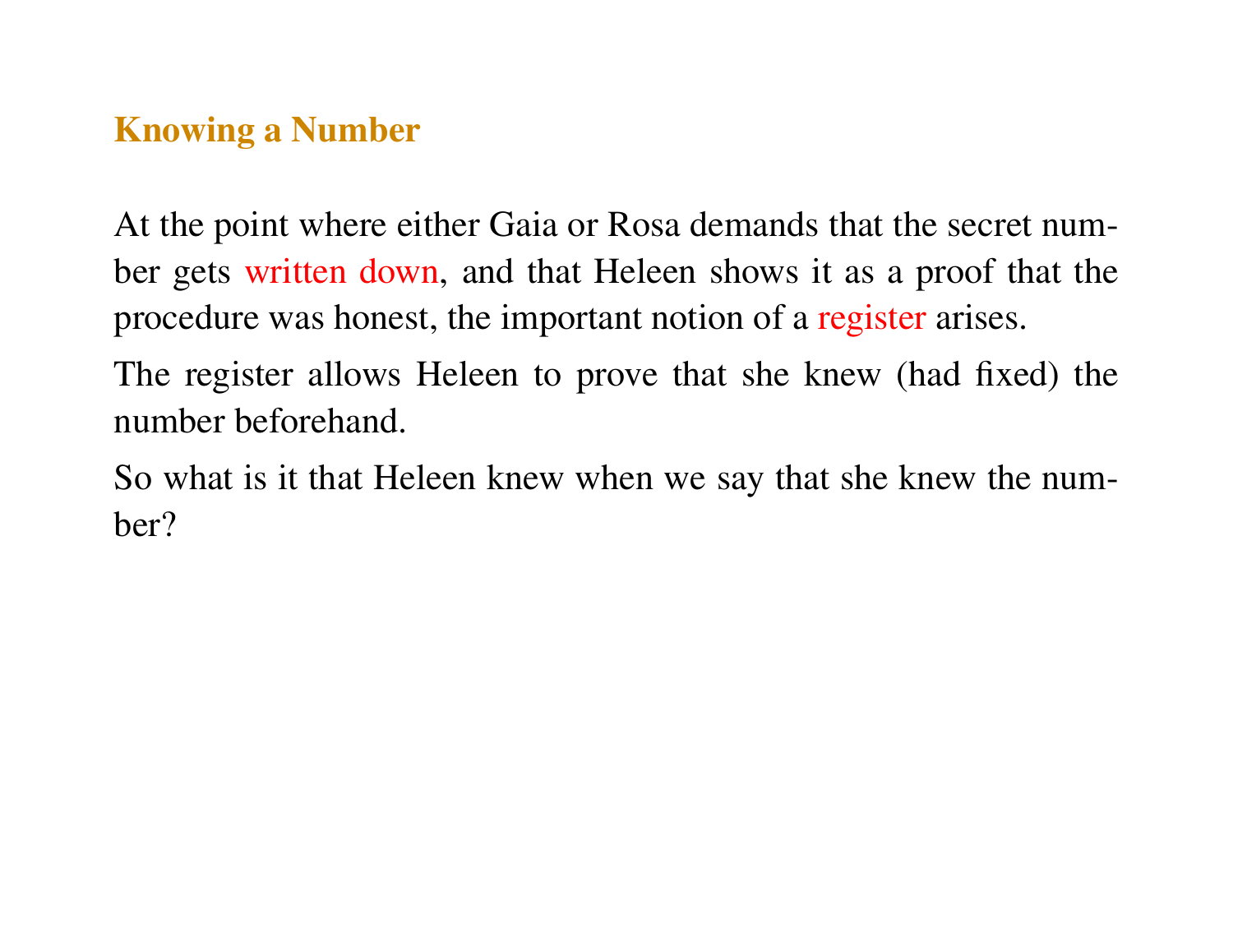## Knowing a Number

At the point where either Gaia or Rosa demands that the secret number gets written down, and that Heleen shows it as a proof that the procedure was honest, the important notion of a register arises.

The register allows Heleen to prove that she knew (had fixed) the number beforehand.

So what is it that Heleen knew when we say that she knew the number?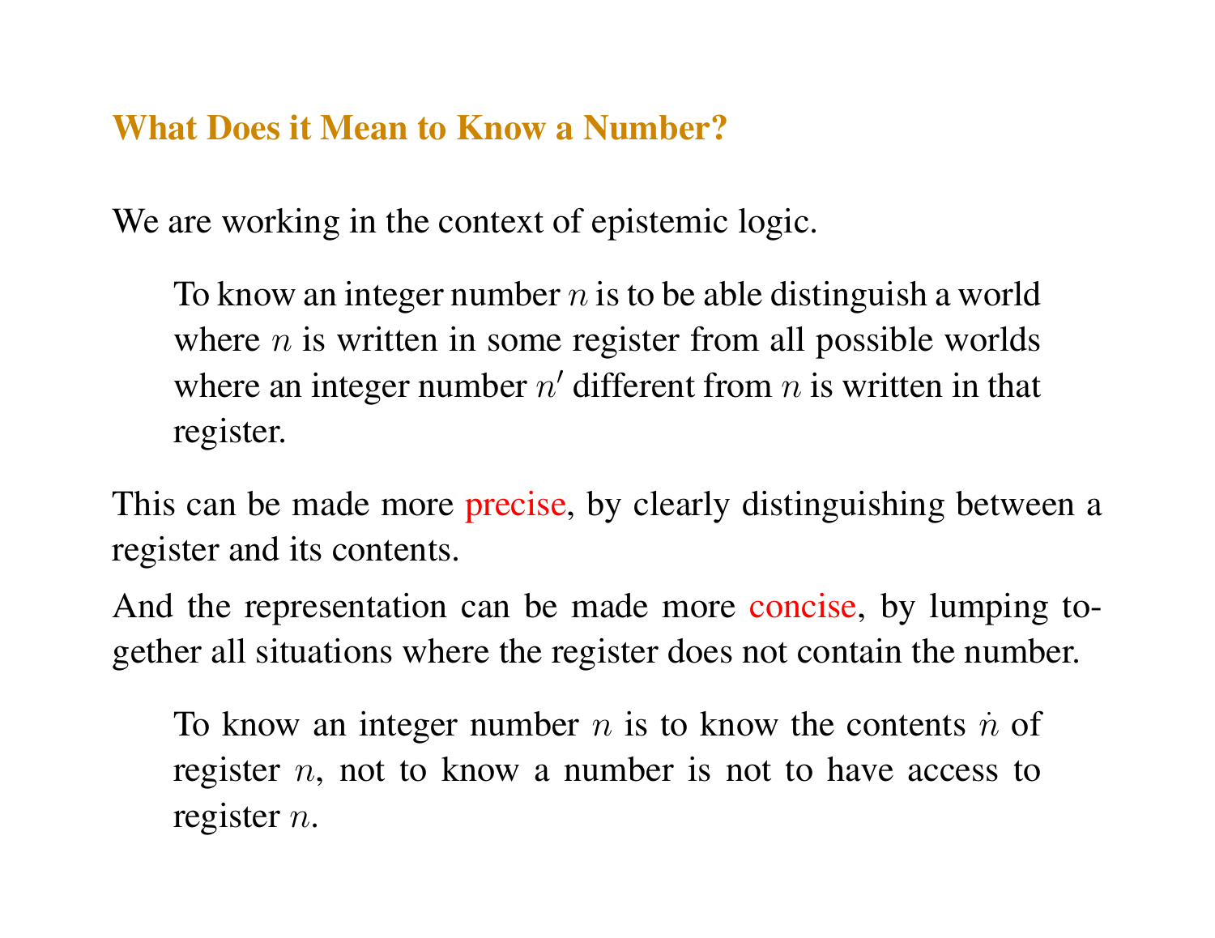## What Does it Mean to Know a Number?

We are working in the context of epistemic logic.

> To know an integer number $n$ is to be able distinguish a world where $n$ is written in some register from all possible worlds where an integer number $n'$ different from $n$ is written in that register.

This can be made more precise, by clearly distinguishing between a register and its contents.

And the representation can be made more concise, by lumping together all situations where the register does not contain the number.

> To know an integer number $n$ is to know the contents $\dot{n}$ of register $n$, not to know a number is not to have access to register $n$.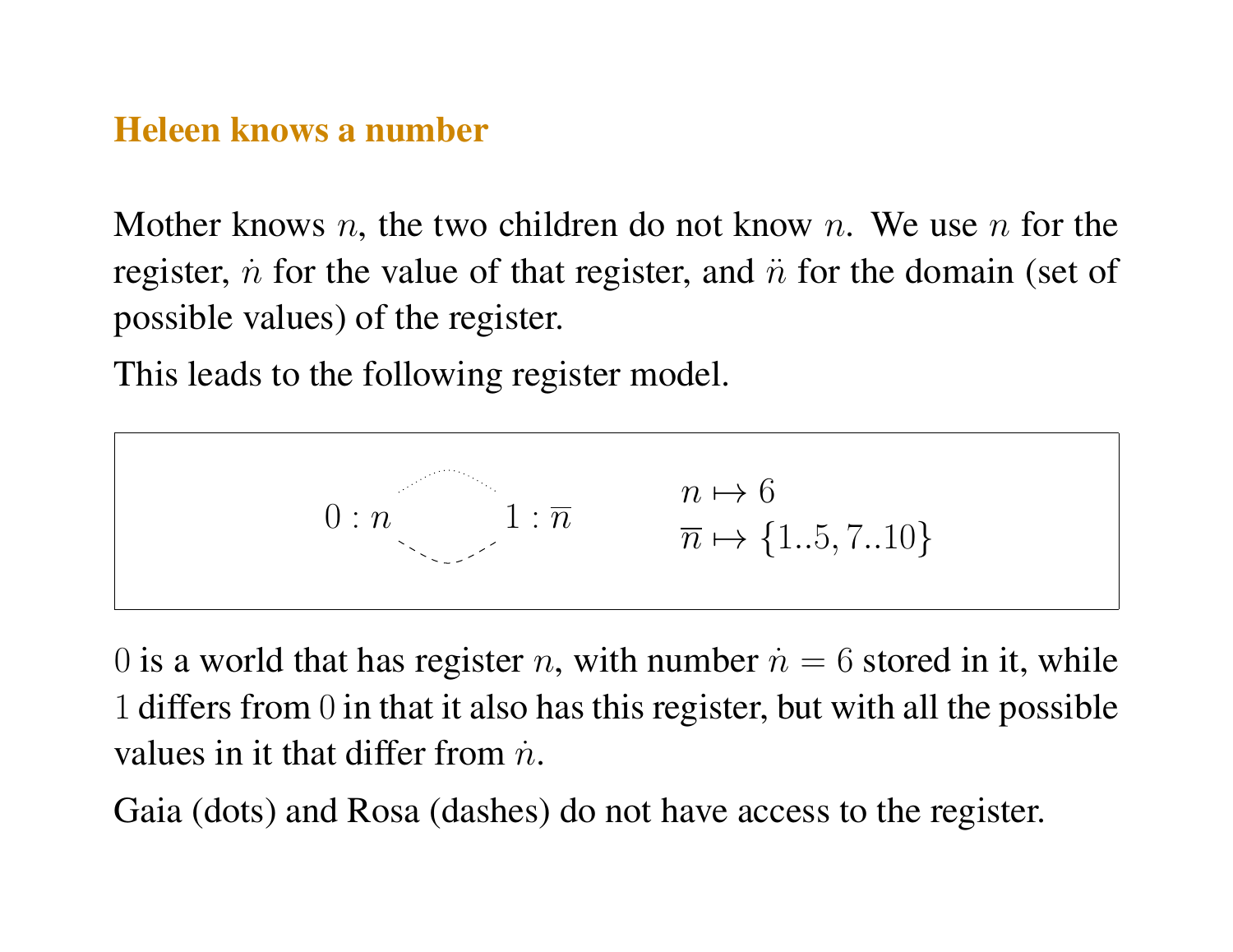## Heleen knows a number

Mother knows $n$, the two children do not know $n$. We use $n$ for the register, $\dot{n}$ for the value of that register, and $\ddot{n}$ for the domain (set of possible values) of the register.

This leads to the following register model.

$$0 : n \qquad 1 : \overline{n} \qquad \begin{array}{l} n \mapsto 6 \\ \overline{n} \mapsto \{1..5, 7..10\} \end{array}$$

$0$ is a world that has register $n$, with number $\dot{n} = 6$ stored in it, while $1$ differs from $0$ in that it also has this register, but with all the possible values in it that differ from $\dot{n}$.

Gaia (dots) and Rosa (dashes) do not have access to the register.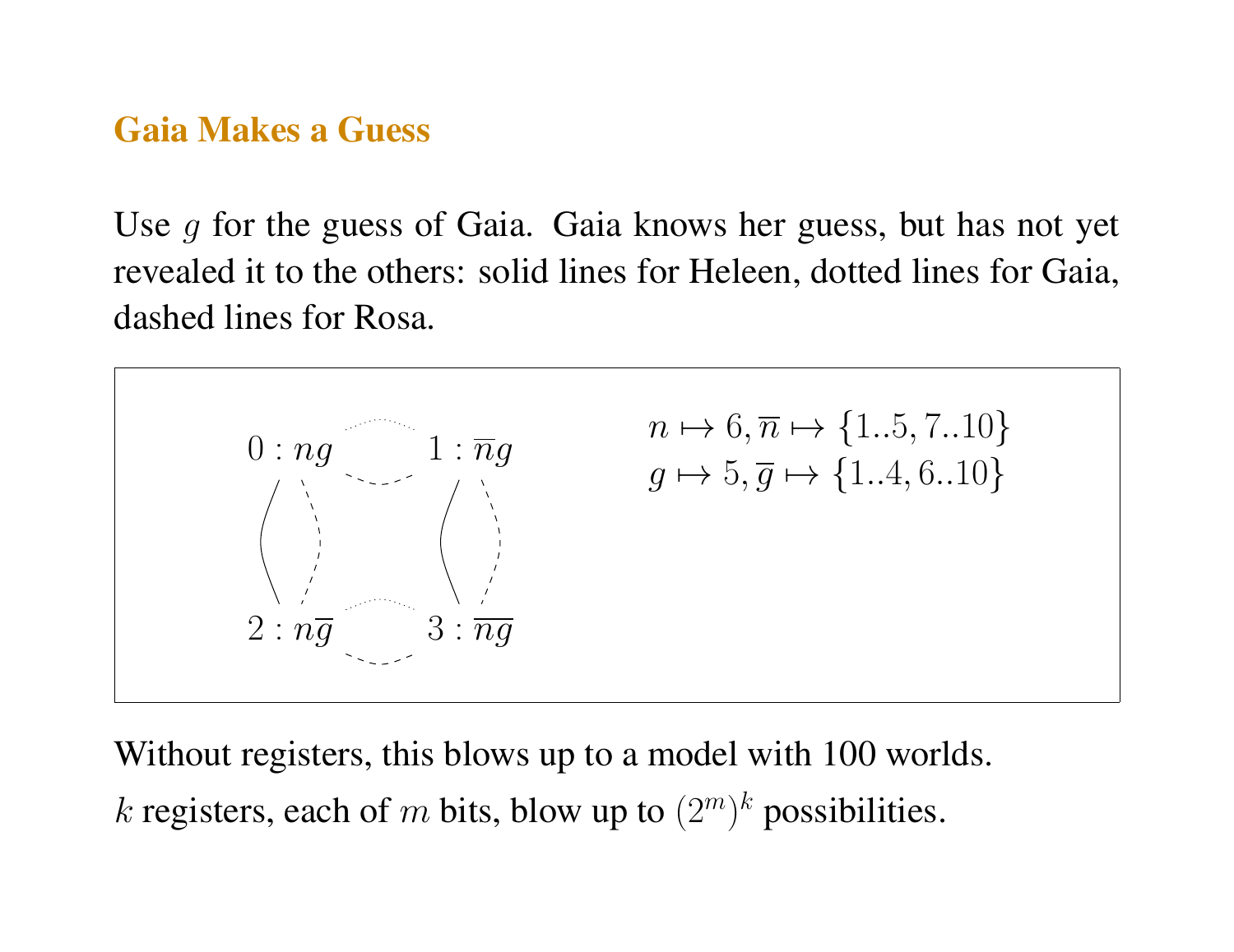## Gaia Makes a Guess

Use $g$ for the guess of Gaia. Gaia knows her guess, but has not yet revealed it to the others: solid lines for Heleen, dotted lines for Gaia, dashed lines for Rosa.

$0 : ng$ $\quad$ $1 : \overline{n}g$

$2 : n\overline{g}$ $\quad$ $3 : \overline{ng}$

$n \mapsto 6, \overline{n} \mapsto \{1..5, 7..10\}$

$g \mapsto 5, \overline{g} \mapsto \{1..4, 6..10\}$

Without registers, this blows up to a model with 100 worlds.

$k$ registers, each of $m$ bits, blow up to $(2^m)^k$ possibilities.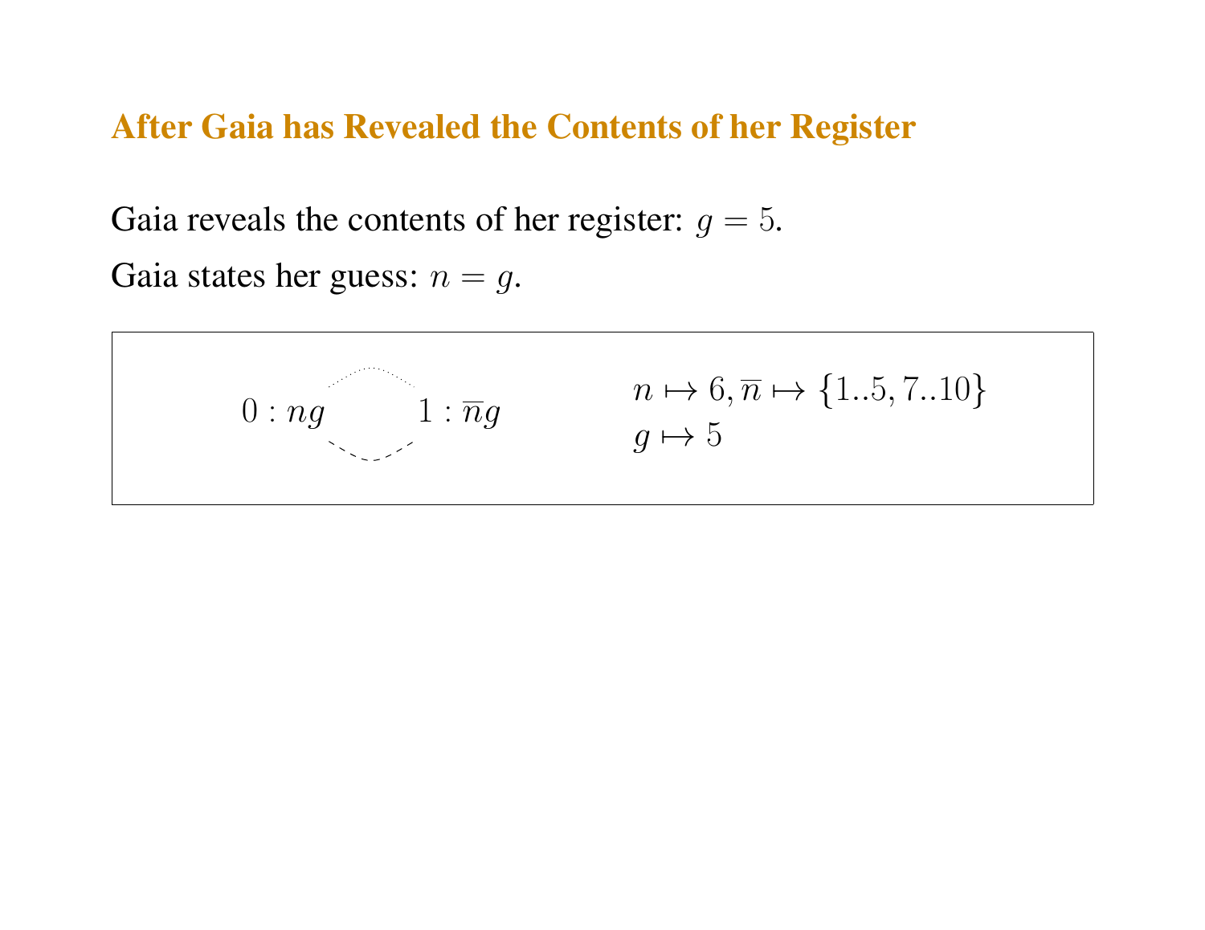## After Gaia has Revealed the Contents of her Register

Gaia reveals the contents of her register: $g = 5$.

Gaia states her guess: $n = g$.

$0 : ng$ $\quad$ $1 : \overline{n}g$

$n \mapsto 6, \overline{n} \mapsto \{1..5, 7..10\}$
$g \mapsto 5$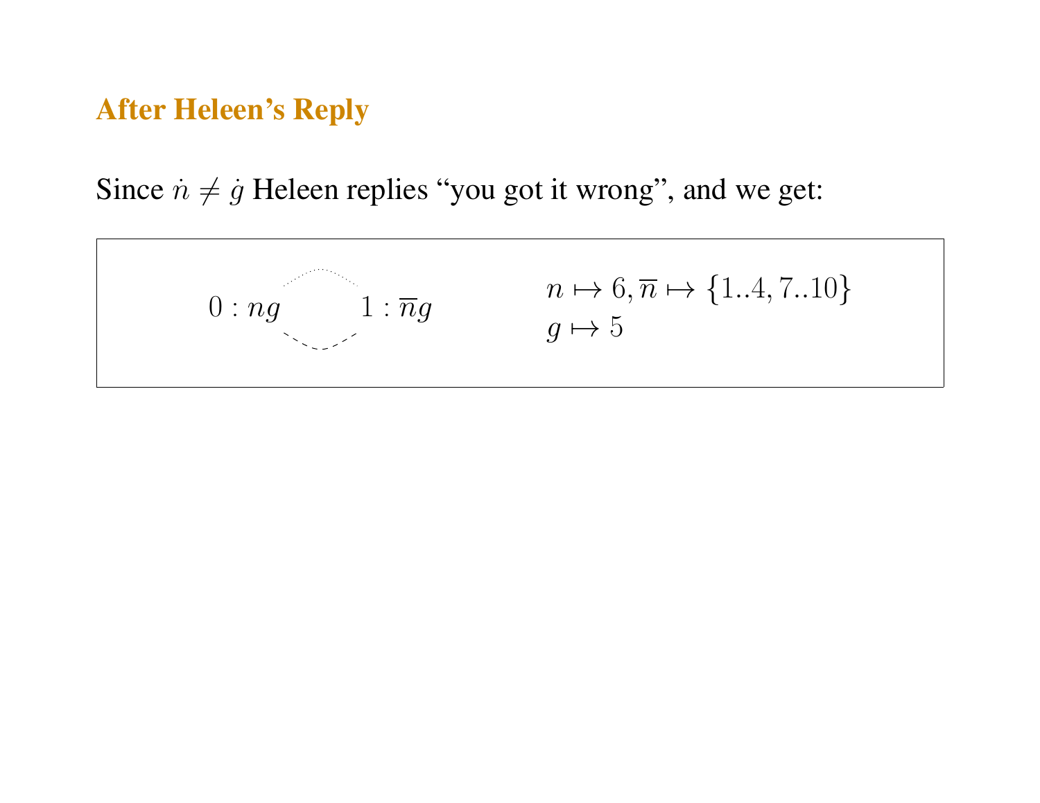## After Heleen's Reply

Since $\dot{n} \neq \dot{g}$ Heleen replies "you got it wrong", and we get:

$$0 : ng \qquad 1 : \overline{n}g$$

$$n \mapsto 6, \overline{n} \mapsto \{1..4, 7..10\}$$
$$g \mapsto 5$$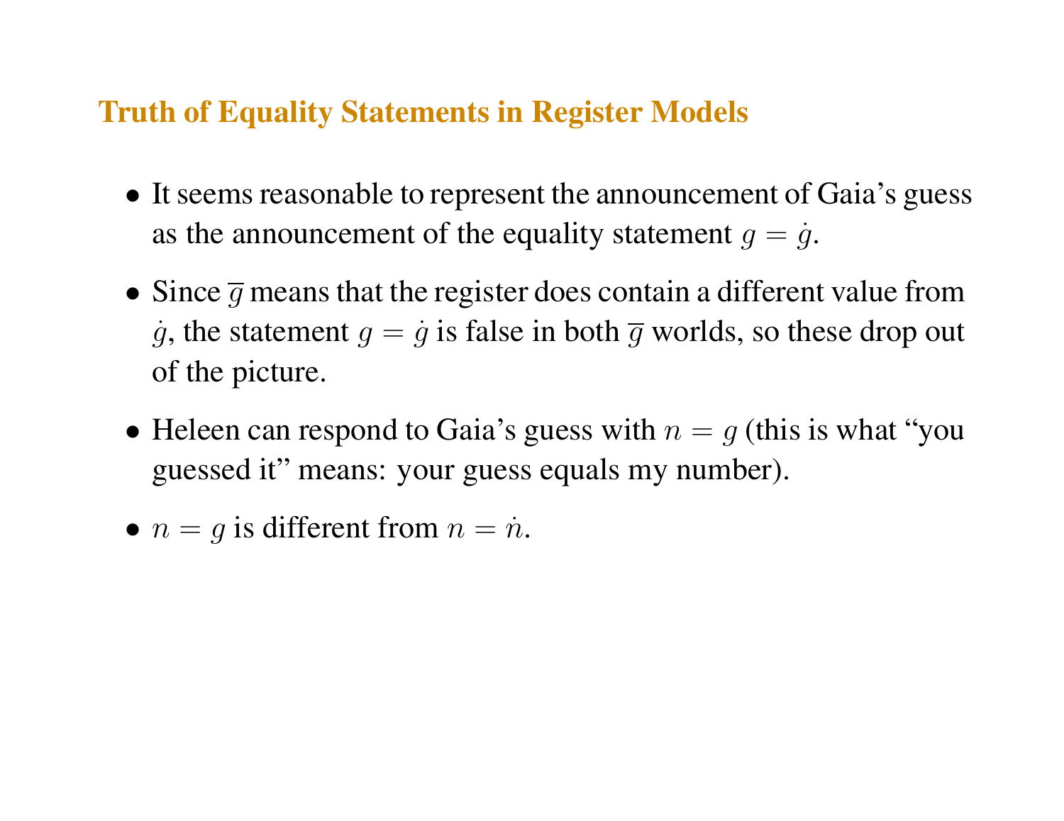## Truth of Equality Statements in Register Models

- It seems reasonable to represent the announcement of Gaia's guess as the announcement of the equality statement $g = \dot{g}$.
- Since $\overline{g}$ means that the register does contain a different value from $\dot{g}$, the statement $g = \dot{g}$ is false in both $\overline{g}$ worlds, so these drop out of the picture.
- Heleen can respond to Gaia's guess with $n = g$ (this is what "you guessed it" means: your guess equals my number).
- $n = g$ is different from $n = \dot{n}$.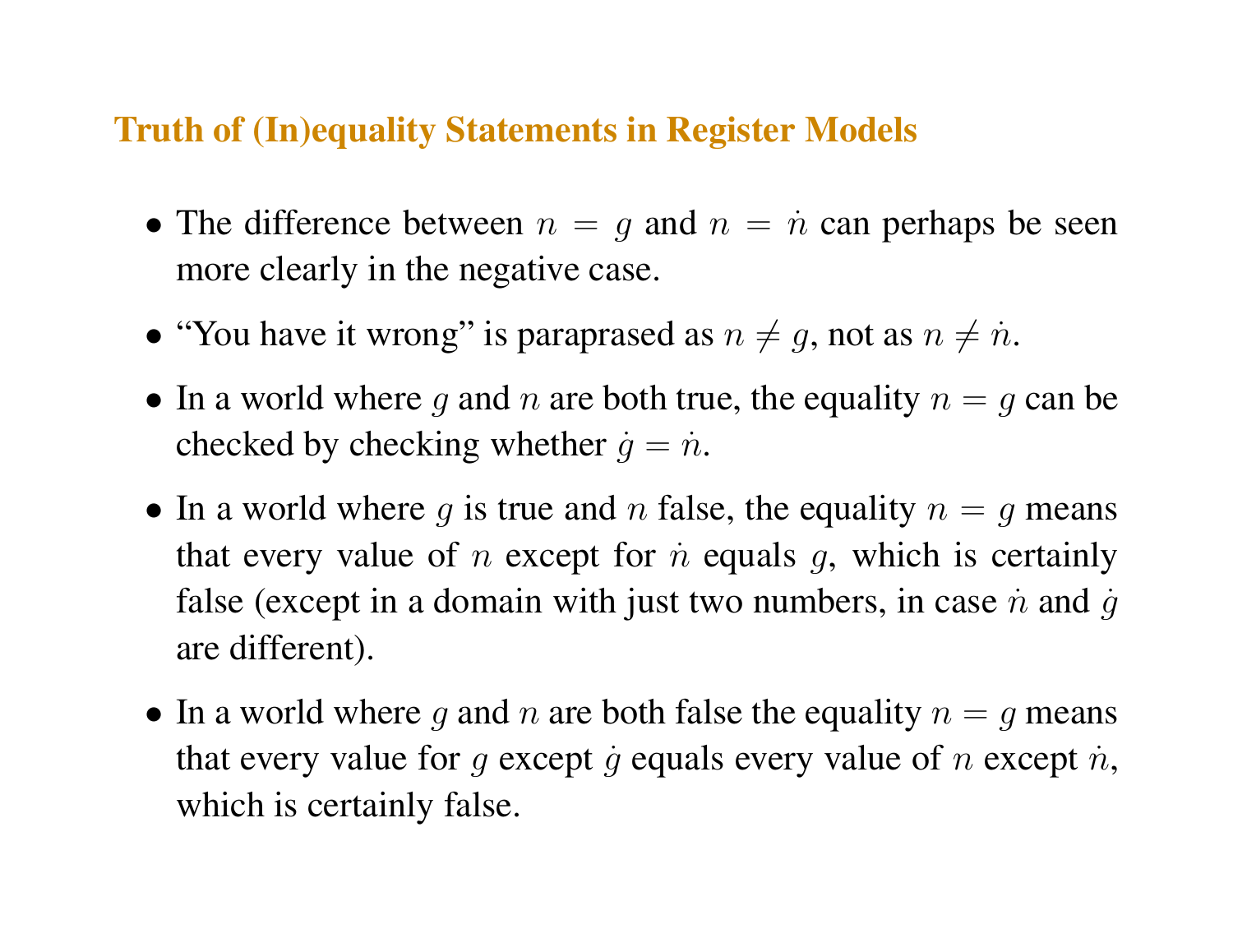## Truth of (In)equality Statements in Register Models

- The difference between $n = g$ and $n = \dot{n}$ can perhaps be seen more clearly in the negative case.
- "You have it wrong" is paraprased as $n \neq g$, not as $n \neq \dot{n}$.
- In a world where $g$ and $n$ are both true, the equality $n = g$ can be checked by checking whether $\dot{g} = \dot{n}$.
- In a world where $g$ is true and $n$ false, the equality $n = g$ means that every value of $n$ except for $\dot{n}$ equals $g$, which is certainly false (except in a domain with just two numbers, in case $\dot{n}$ and $\dot{g}$ are different).
- In a world where $g$ and $n$ are both false the equality $n = g$ means that every value for $g$ except $\dot{g}$ equals every value of $n$ except $\dot{n}$, which is certainly false.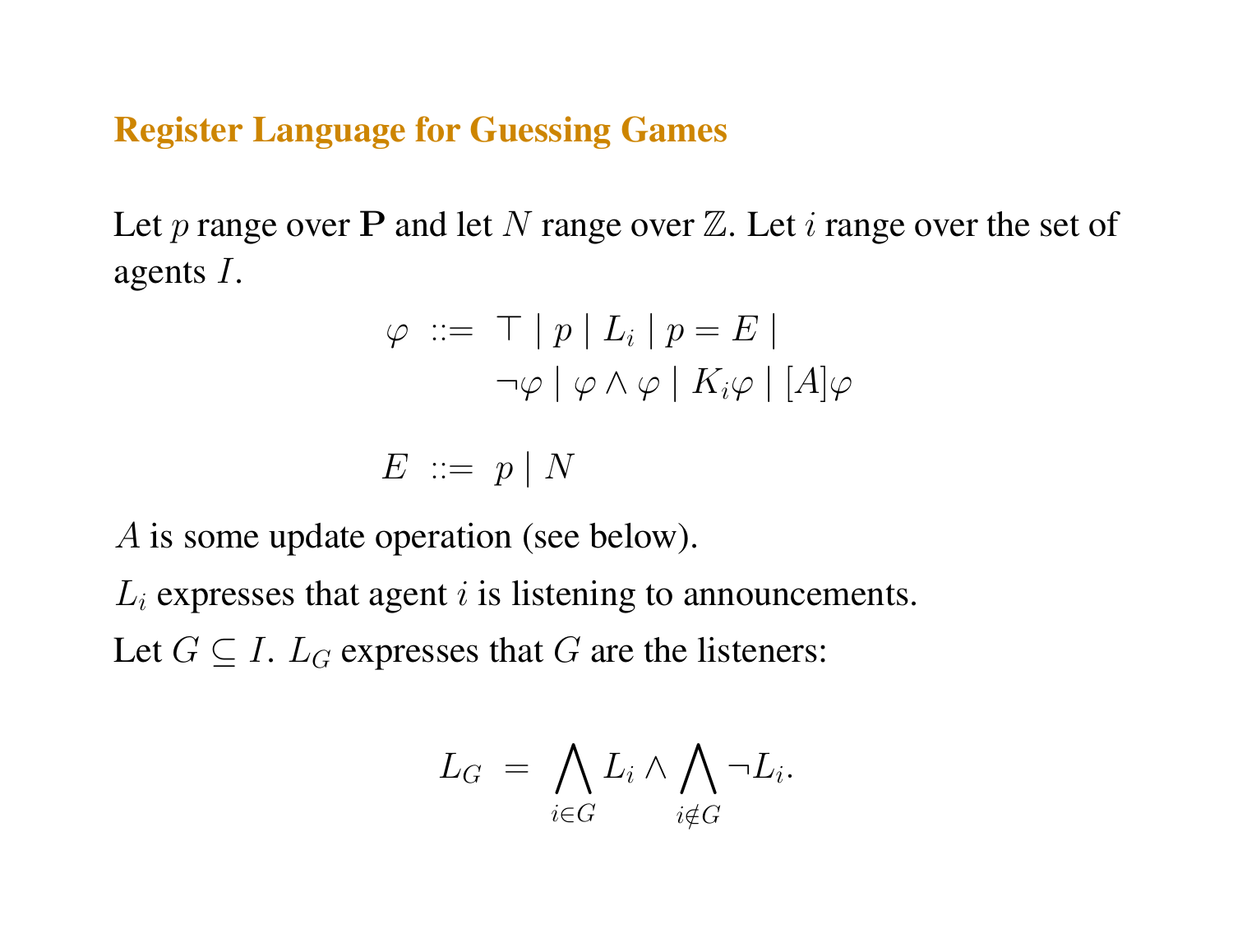## Register Language for Guessing Games

Let $p$ range over $\mathbf{P}$ and let $N$ range over $\mathbb{Z}$. Let $i$ range over the set of agents $I$.

$$
\begin{array}{rcl}
\varphi & ::= & \top \mid p \mid L_i \mid p = E \mid \\
 & & \neg\varphi \mid \varphi \wedge \varphi \mid K_i\varphi \mid [A]\varphi
\end{array}
$$

$$
E ::= p \mid N
$$

$A$ is some update operation (see below).

$L_i$ expresses that agent $i$ is listening to announcements.

Let $G \subseteq I$. $L_G$ expresses that $G$ are the listeners:

$$
L_G = \bigwedge_{i \in G} L_i \wedge \bigwedge_{i \notin G} \neg L_i.
$$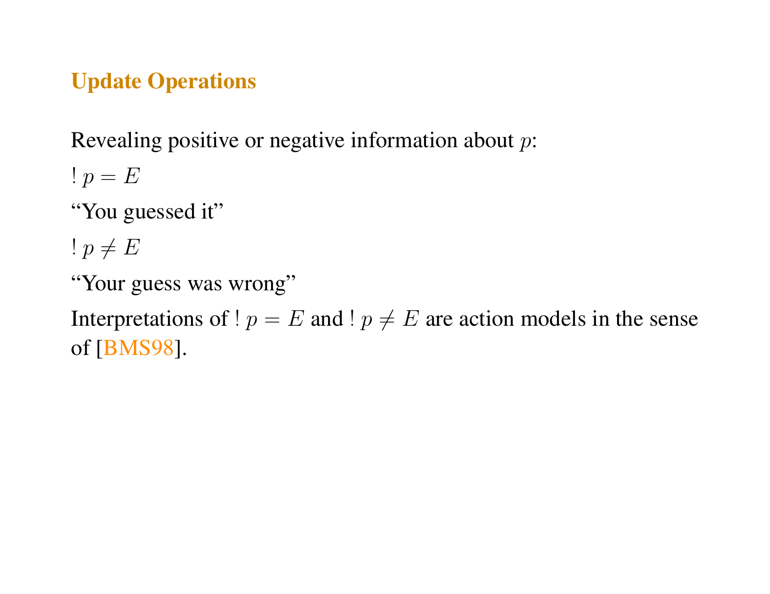## Update Operations

Revealing positive or negative information about $p$:

$! \, p = E$

“You guessed it”

$! \, p \neq E$

“Your guess was wrong”

Interpretations of $! \, p = E$ and $! \, p \neq E$ are action models in the sense of [BMS98].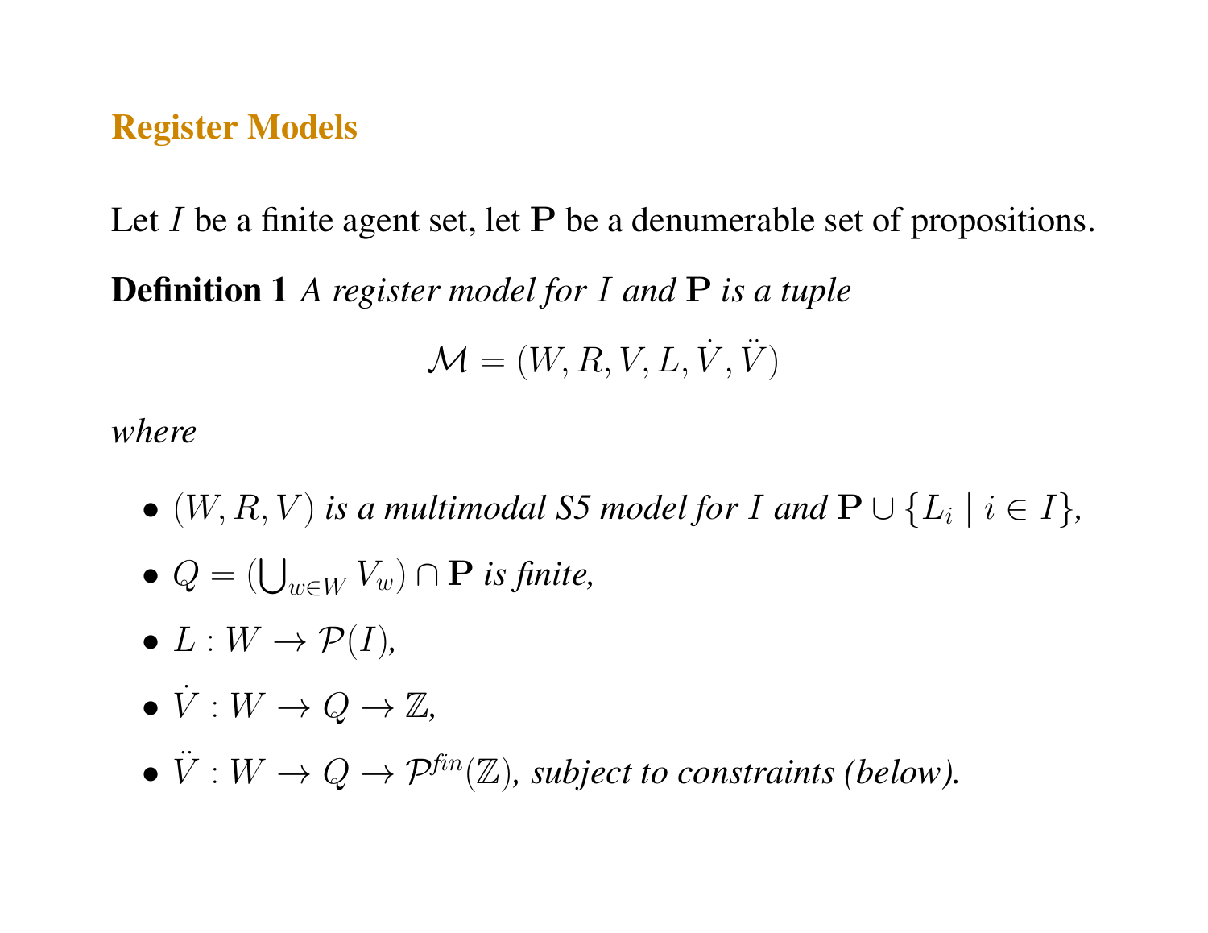## Register Models

Let $I$ be a finite agent set, let $\mathbf{P}$ be a denumerable set of propositions.

**Definition 1** *A register model for $I$ and $\mathbf{P}$ is a tuple*

$$\mathcal{M} = (W, R, V, L, \dot{V}, \ddot{V})$$

*where*

- $(W, R, V)$ *is a multimodal S5 model for $I$ and $\mathbf{P} \cup \{L_i \mid i \in I\}$,*
- $Q = (\bigcup_{w \in W} V_w) \cap \mathbf{P}$ *is finite,*
- $L : W \to \mathcal{P}(I)$,
- $\dot{V} : W \to Q \to \mathbb{Z}$,
- $\ddot{V} : W \to Q \to \mathcal{P}^{fin}(\mathbb{Z})$, *subject to constraints (below).*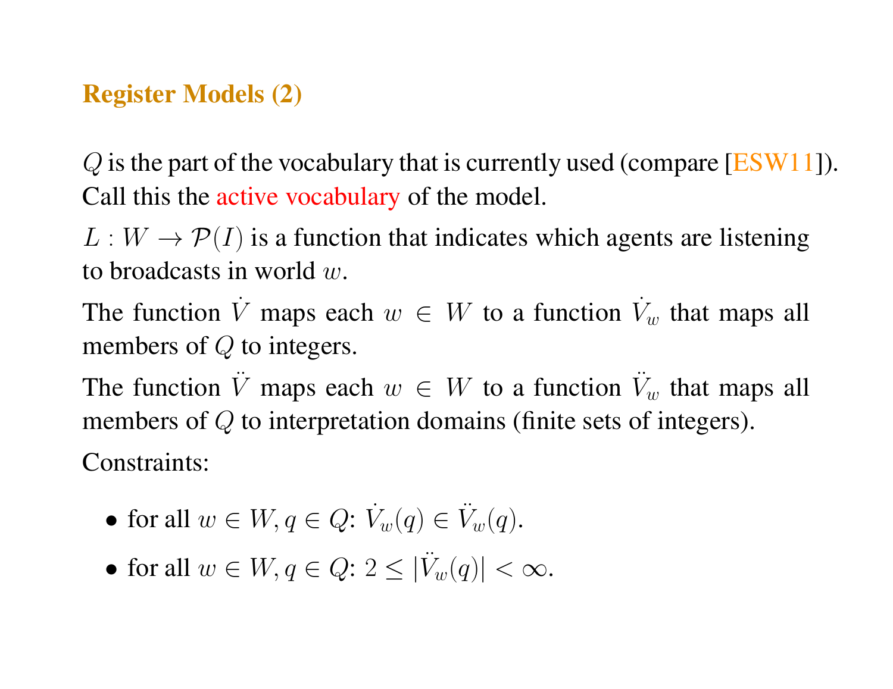## Register Models (2)

$Q$ is the part of the vocabulary that is currently used (compare [ESW11]). Call this the active vocabulary of the model.

$L : W \to \mathcal{P}(I)$ is a function that indicates which agents are listening to broadcasts in world $w$.

The function $\dot{V}$ maps each $w \in W$ to a function $\dot{V}_w$ that maps all members of $Q$ to integers.

The function $\ddot{V}$ maps each $w \in W$ to a function $\ddot{V}_w$ that maps all members of $Q$ to interpretation domains (finite sets of integers).

Constraints:

- for all $w \in W, q \in Q$: $\dot{V}_w(q) \in \ddot{V}_w(q)$.
- for all $w \in W, q \in Q$: $2 \leq |\ddot{V}_w(q)| < \infty$.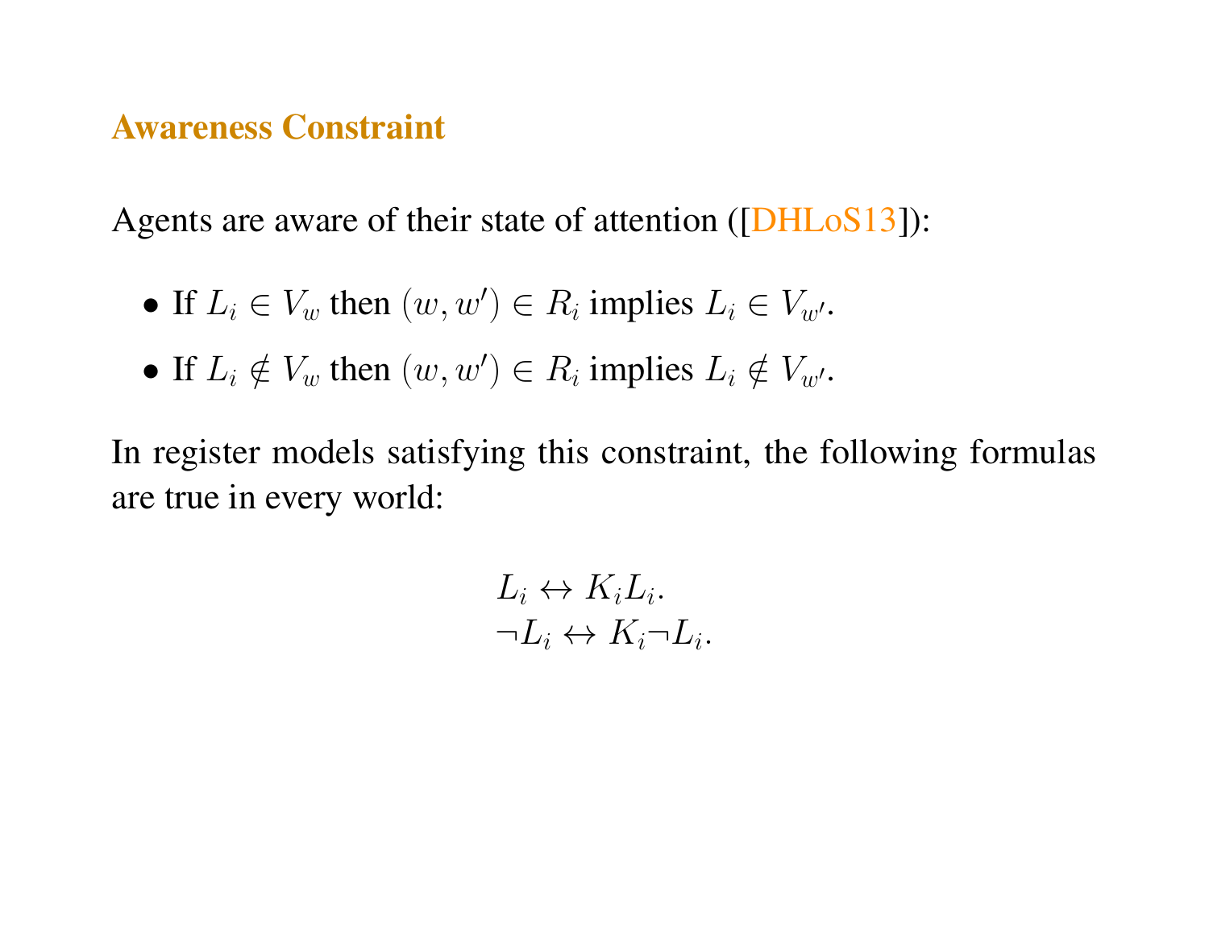## Awareness Constraint

Agents are aware of their state of attention ([DHLoS13]):

- If $L_i \in V_w$ then $(w, w') \in R_i$ implies $L_i \in V_{w'}$.
- If $L_i \notin V_w$ then $(w, w') \in R_i$ implies $L_i \notin V_{w'}$.

In register models satisfying this constraint, the following formulas are true in every world:

$$L_i \leftrightarrow K_i L_i.$$
$$\neg L_i \leftrightarrow K_i \neg L_i.$$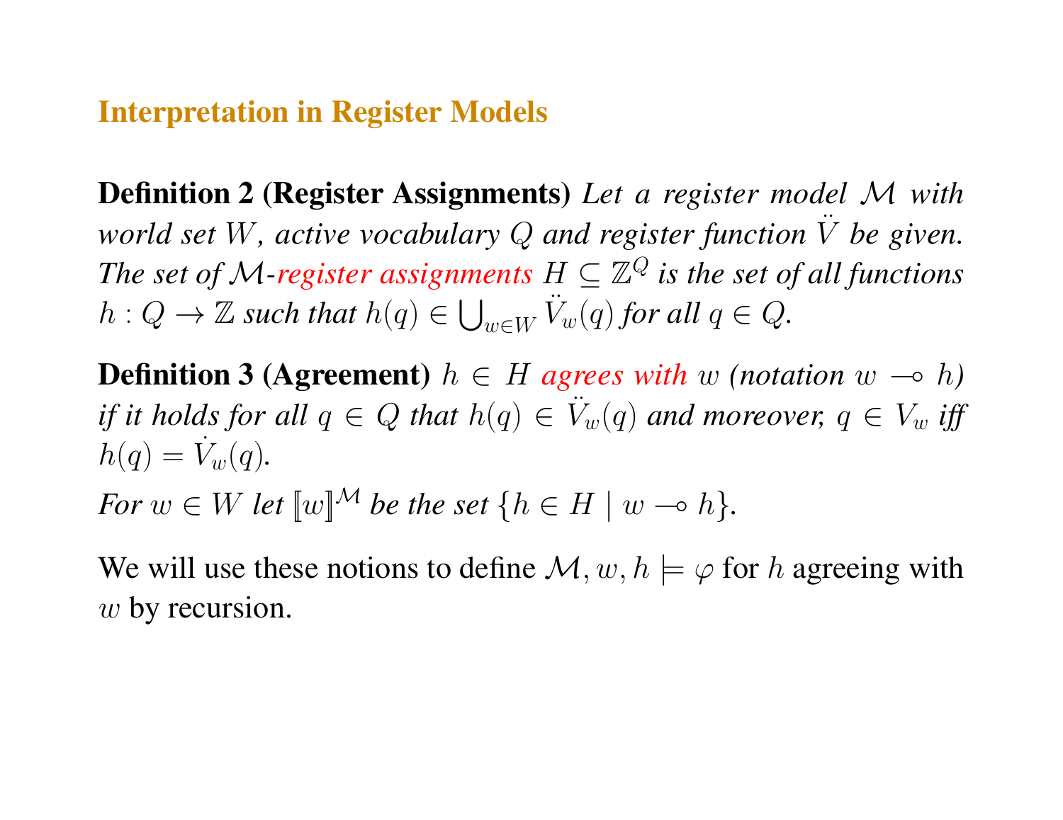## Interpretation in Register Models

**Definition 2 (Register Assignments)** *Let a register model $\mathcal{M}$ with world set $W$, active vocabulary $Q$ and register function $\ddot{V}$ be given. The set of $\mathcal{M}$-register assignments $H \subseteq \mathbb{Z}^Q$ is the set of all functions $h : Q \to \mathbb{Z}$ such that $h(q) \in \bigcup_{w \in W} \ddot{V}_w(q)$ for all $q \in Q$.*

**Definition 3 (Agreement)** *$h \in H$ agrees with $w$ (notation $w \multimap h$) if it holds for all $q \in Q$ that $h(q) \in \ddot{V}_w(q)$ and moreover, $q \in V_w$ iff $h(q) = \dot{V}_w(q)$.*

*For $w \in W$ let $[\![w]\!]^{\mathcal{M}}$ be the set $\{h \in H \mid w \multimap h\}$.*

We will use these notions to define $\mathcal{M}, w, h \models \varphi$ for $h$ agreeing with $w$ by recursion.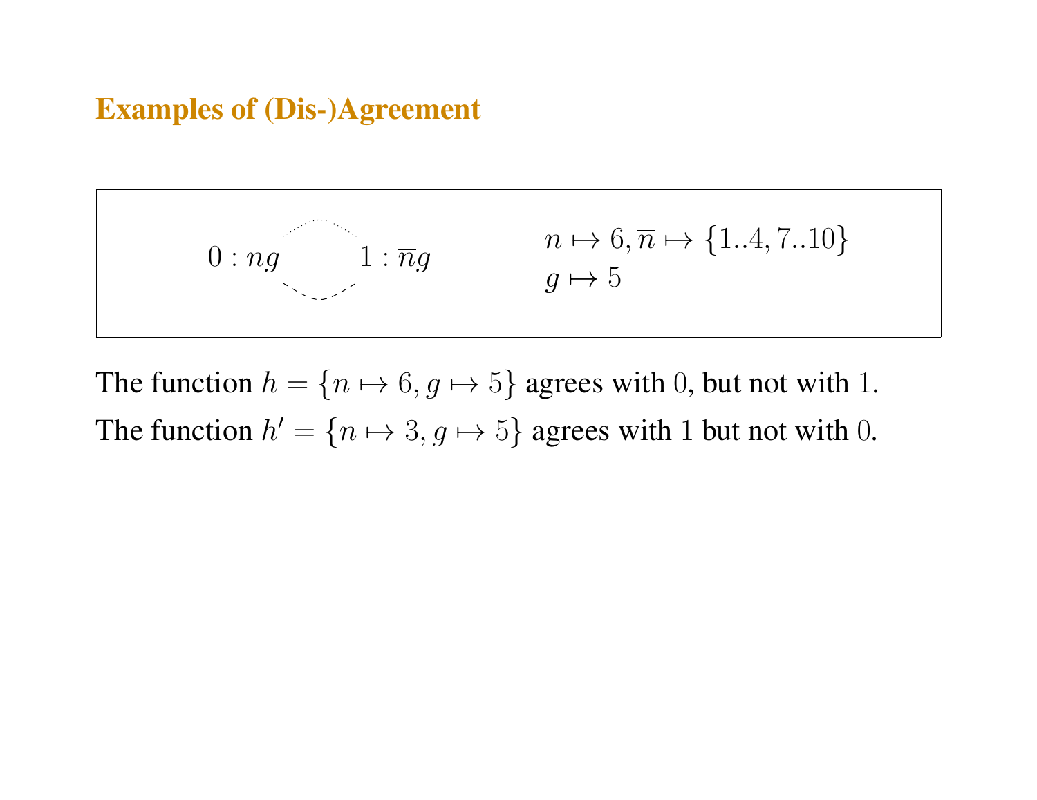## Examples of (Dis-)Agreement

$0 : ng$ $\quad\quad$ $1 : \overline{n}g$

$n \mapsto 6, \overline{n} \mapsto \{1..4, 7..10\}$
$g \mapsto 5$

The function $h = \{n \mapsto 6, g \mapsto 5\}$ agrees with $0$, but not with $1$.

The function $h' = \{n \mapsto 3, g \mapsto 5\}$ agrees with $1$ but not with $0$.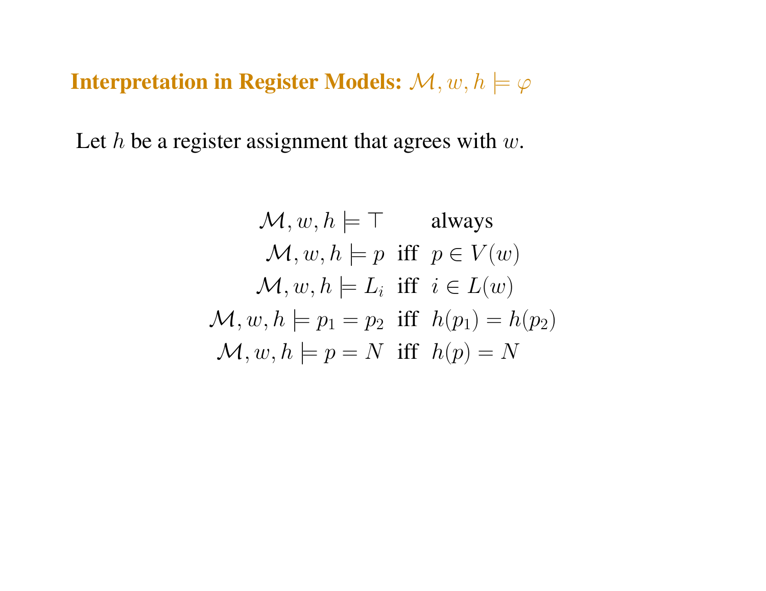## Interpretation in Register Models: $\mathcal{M}, w, h \models \varphi$

Let $h$ be a register assignment that agrees with $w$.

$$
\begin{array}{rll}
\mathcal{M}, w, h \models \top & & \text{always} \\
\mathcal{M}, w, h \models p & \text{iff} & p \in V(w) \\
\mathcal{M}, w, h \models L_i & \text{iff} & i \in L(w) \\
\mathcal{M}, w, h \models p_1 = p_2 & \text{iff} & h(p_1) = h(p_2) \\
\mathcal{M}, w, h \models p = N & \text{iff} & h(p) = N
\end{array}
$$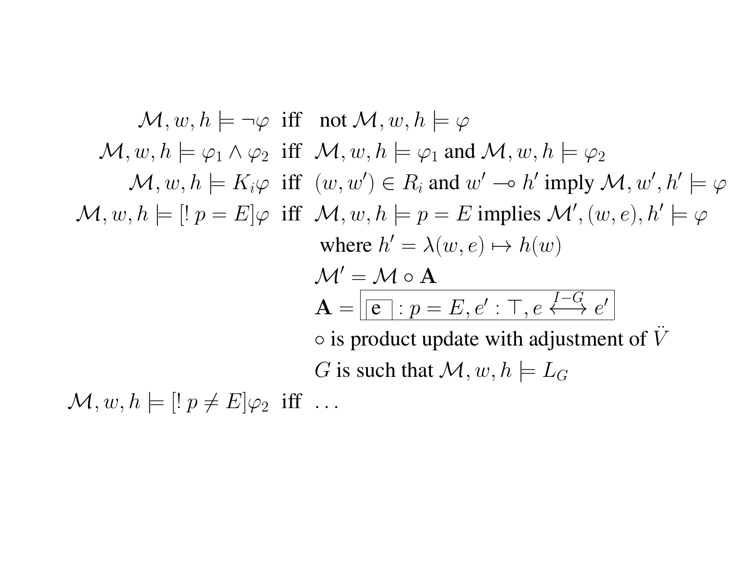$$
\begin{array}{rcl}
\mathcal{M}, w, h \models \neg\varphi & \text{iff} & \text{not } \mathcal{M}, w, h \models \varphi \\
\mathcal{M}, w, h \models \varphi_1 \wedge \varphi_2 & \text{iff} & \mathcal{M}, w, h \models \varphi_1 \text{ and } \mathcal{M}, w, h \models \varphi_2 \\
\mathcal{M}, w, h \models K_i\varphi & \text{iff} & (w, w') \in R_i \text{ and } w' \multimap h' \text{ imply } \mathcal{M}, w', h' \models \varphi \\
\mathcal{M}, w, h \models [!\, p = E]\varphi & \text{iff} & \mathcal{M}, w, h \models p = E \text{ implies } \mathcal{M}', (w, e), h' \models \varphi \\
& & \text{where } h' = \lambda(w, e) \mapsto h(w) \\
& & \mathcal{M}' = \mathcal{M} \circ \mathbf{A} \\
& & \mathbf{A} = \boxed{\boxed{\text{e}} : p = E, e' : \top, e \xleftrightarrow{I-G} e'} \\
& & \circ \text{ is product update with adjustment of } \ddot{V} \\
& & G \text{ is such that } \mathcal{M}, w, h \models L_G \\
\mathcal{M}, w, h \models [!\, p \neq E]\varphi_2 & \text{iff} & \ldots
\end{array}
$$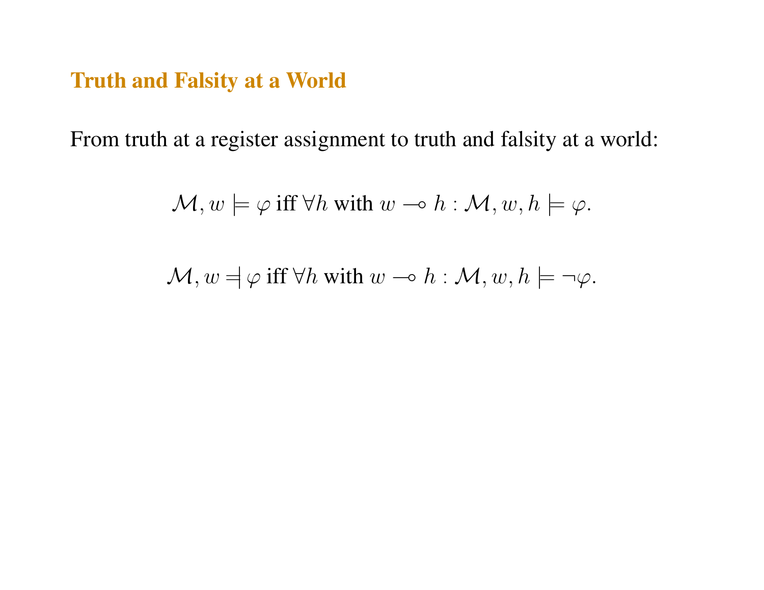# Truth and Falsity at a World

From truth at a register assignment to truth and falsity at a world:

$$\mathcal{M}, w \models \varphi \text{ iff } \forall h \text{ with } w \multimap h : \mathcal{M}, w, h \models \varphi.$$

$$\mathcal{M}, w \mathrel{=\!\!|} \varphi \text{ iff } \forall h \text{ with } w \multimap h : \mathcal{M}, w, h \models \neg\varphi.$$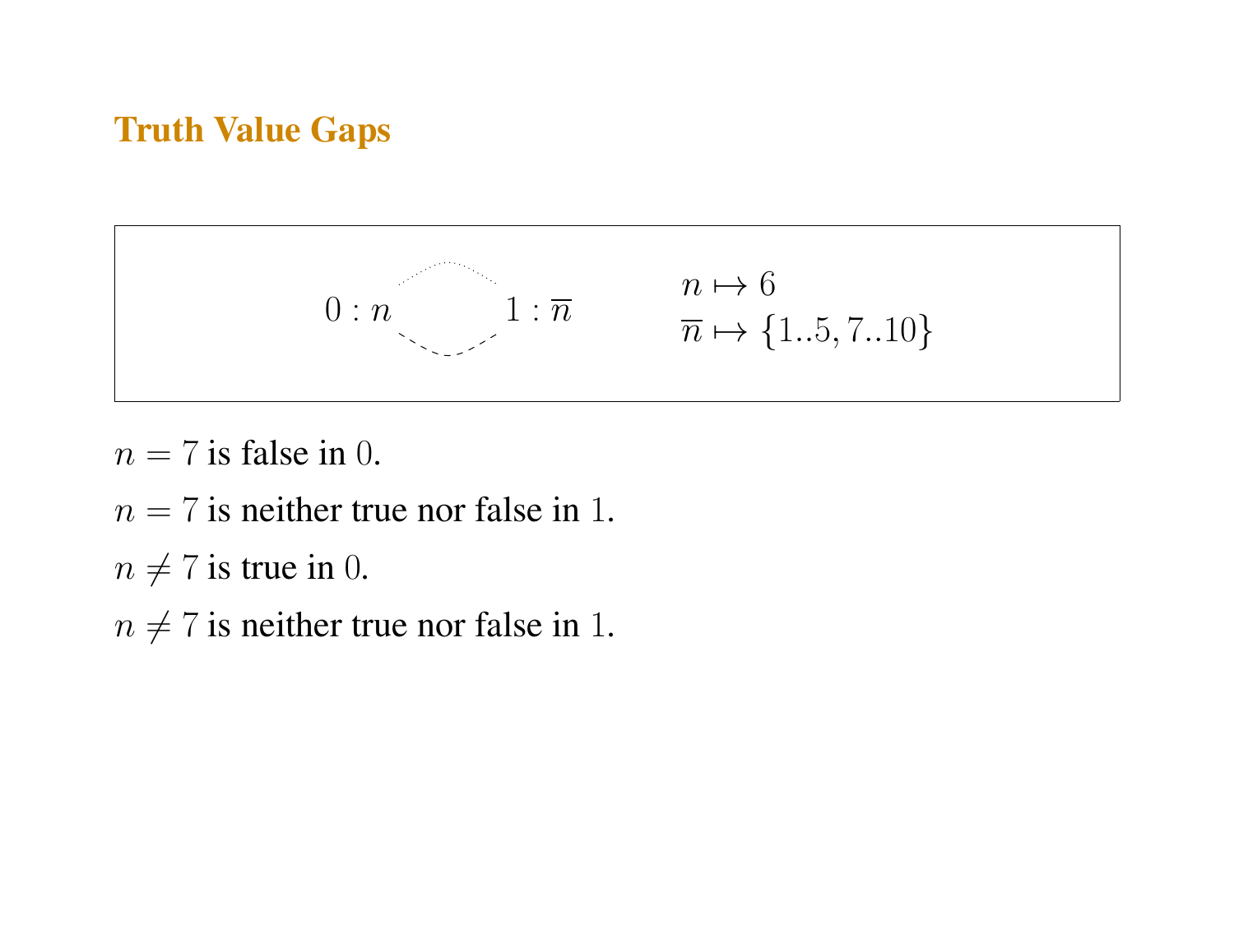## Truth Value Gaps

$0 : n \qquad 1 : \overline{n}$

$n \mapsto 6$
$\overline{n} \mapsto \{1..5, 7..10\}$

$n = 7$ is false in $0$.

$n = 7$ is neither true nor false in $1$.

$n \neq 7$ is true in $0$.

$n \neq 7$ is neither true nor false in $1$.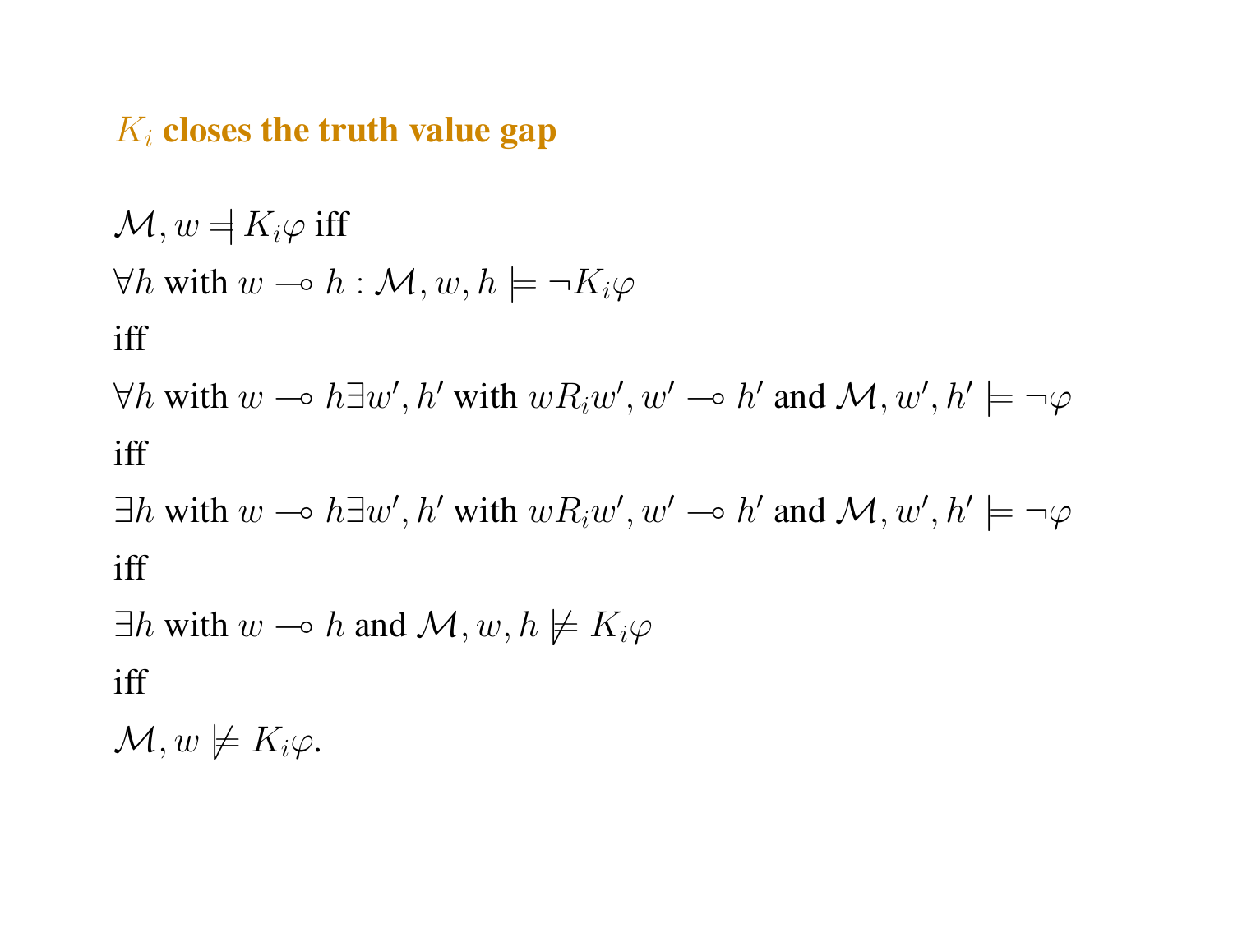## $K_i$ closes the truth value gap

$\mathcal{M}, w \dashv K_i\varphi$ iff

$\forall h$ with $w \multimap h : \mathcal{M}, w, h \models \neg K_i\varphi$

iff

$\forall h$ with $w \multimap h \exists w', h'$ with $wR_iw', w' \multimap h'$ and $\mathcal{M}, w', h' \models \neg\varphi$

iff

$\exists h$ with $w \multimap h \exists w', h'$ with $wR_iw', w' \multimap h'$ and $\mathcal{M}, w', h' \models \neg\varphi$

iff

$\exists h$ with $w \multimap h$ and $\mathcal{M}, w, h \not\models K_i\varphi$

iff

$\mathcal{M}, w \not\models K_i\varphi$.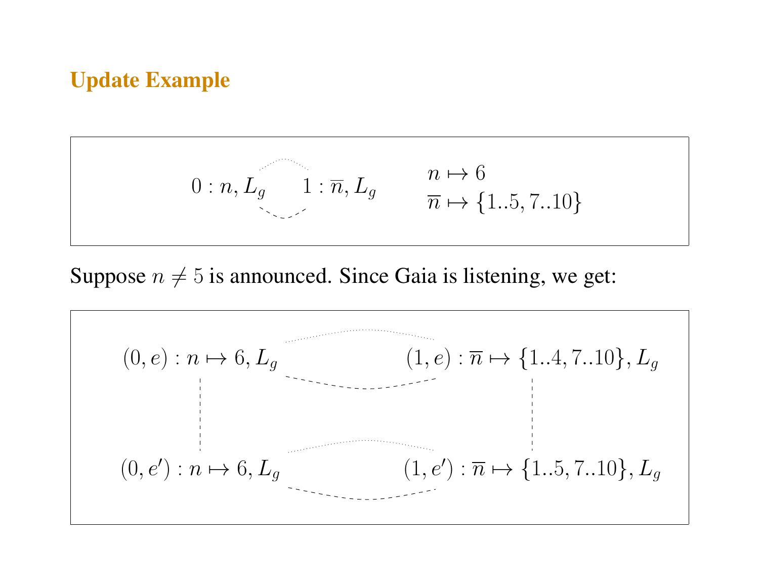## Update Example

$$0 : n, L_g \qquad 1 : \overline{n}, L_g \qquad \begin{array}{l} n \mapsto 6 \\ \overline{n} \mapsto \{1..5, 7..10\} \end{array}$$

Suppose $n \neq 5$ is announced. Since Gaia is listening, we get:

$$(0, e) : n \mapsto 6, L_g \qquad (1, e) : \overline{n} \mapsto \{1..4, 7..10\}, L_g$$

$$(0, e') : n \mapsto 6, L_g \qquad (1, e') : \overline{n} \mapsto \{1..5, 7..10\}, L_g$$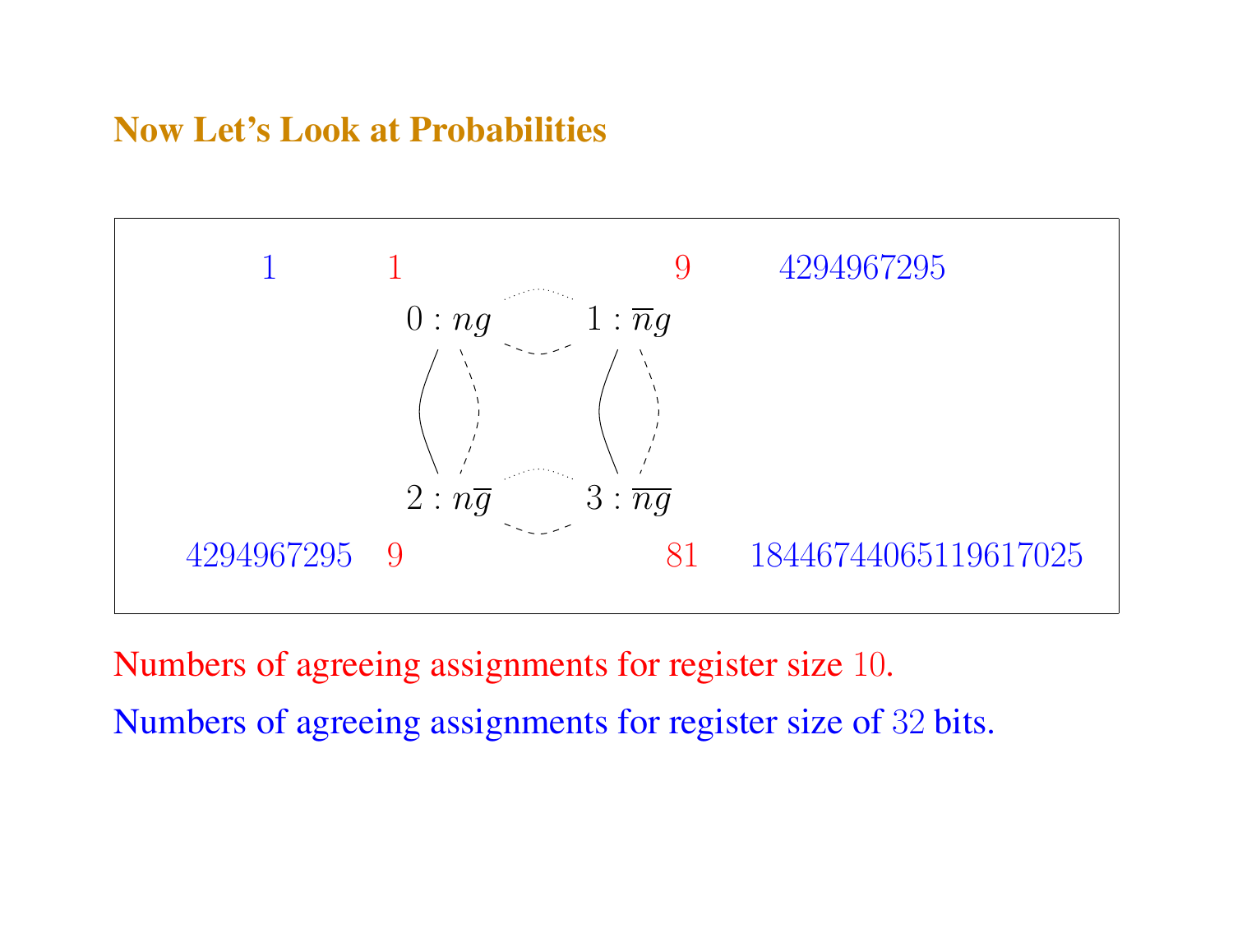## Now Let's Look at Probabilities

| Blue (32 bits) | Red (size 10) | Node | Node | Red (size 10) | Blue (32 bits) |
|---|---|---|---|---|---|
| 1 | 1 | $0 : ng$ | $1 : \overline{n}g$ | 9 | 4294967295 |
| 4294967295 | 9 | $2 : n\overline{g}$ | $3 : \overline{ng}$ | 81 | 18446744065119617025 |

Numbers of agreeing assignments for register size $10$.

Numbers of agreeing assignments for register size of $32$ bits.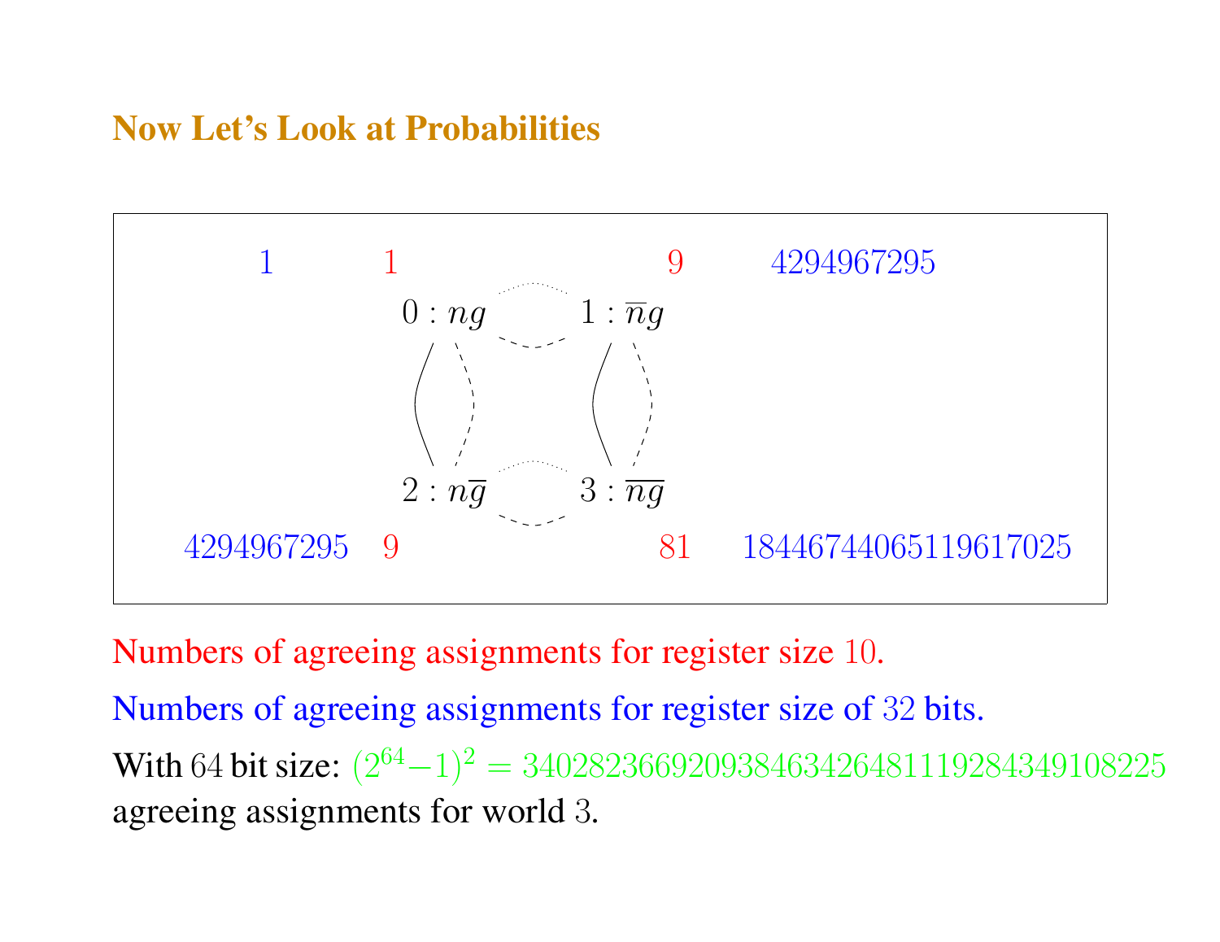## Now Let's Look at Probabilities

| | | | | |
|---|---|---|---|---|
| 1 | 1 | $0 : ng$ — $1 : \overline{n}g$ | 9 | 4294967295 |
| 4294967295 | 9 | $2 : n\overline{g}$ — $3 : \overline{ng}$ | 81 | 18446744065119617025 |

Numbers of agreeing assignments for register size $10$.

Numbers of agreeing assignments for register size of $32$ bits.

With $64$ bit size: $(2^{64}-1)^2 = 340282366920938463426481119284349108225$ agreeing assignments for world $3$.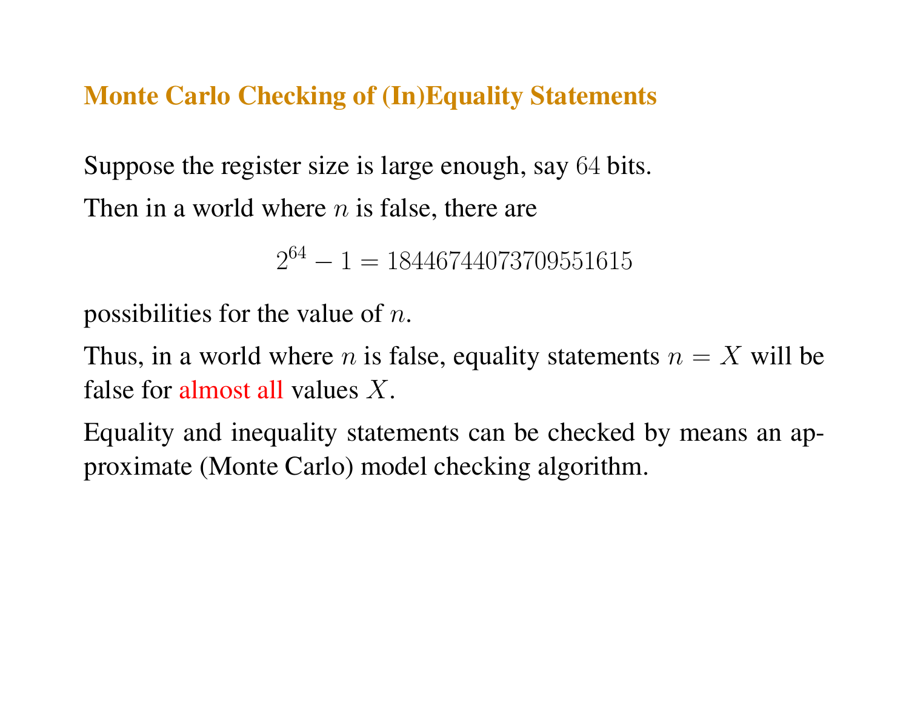# Monte Carlo Checking of (In)Equality Statements

Suppose the register size is large enough, say $64$ bits.

Then in a world where $n$ is false, there are

$$2^{64} - 1 = 18446744073709551615$$

possibilities for the value of $n$.

Thus, in a world where $n$ is false, equality statements $n = X$ will be false for almost all values $X$.

Equality and inequality statements can be checked by means an approximate (Monte Carlo) model checking algorithm.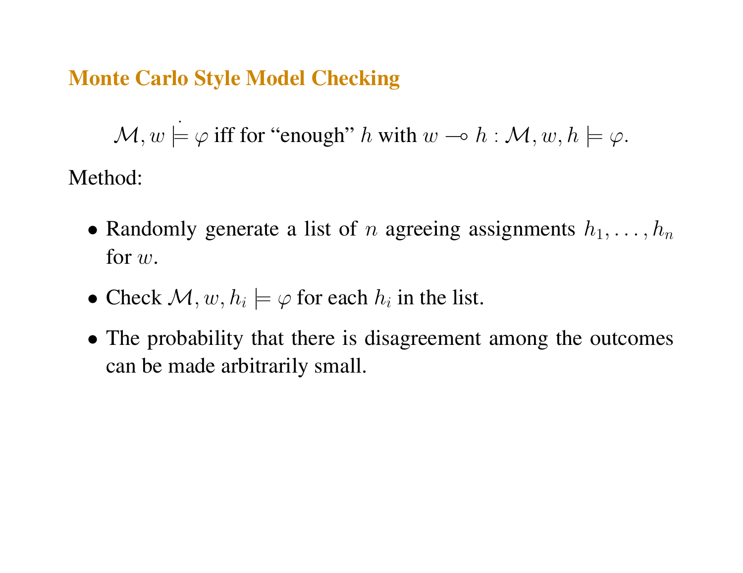## Monte Carlo Style Model Checking

$$\mathcal{M}, w \mathrel{\dot{\models}} \varphi \text{ iff for "enough" } h \text{ with } w \multimap h : \mathcal{M}, w, h \models \varphi.$$

Method:

- Randomly generate a list of $n$ agreeing assignments $h_1, \ldots, h_n$ for $w$.
- Check $\mathcal{M}, w, h_i \models \varphi$ for each $h_i$ in the list.
- The probability that there is disagreement among the outcomes can be made arbitrarily small.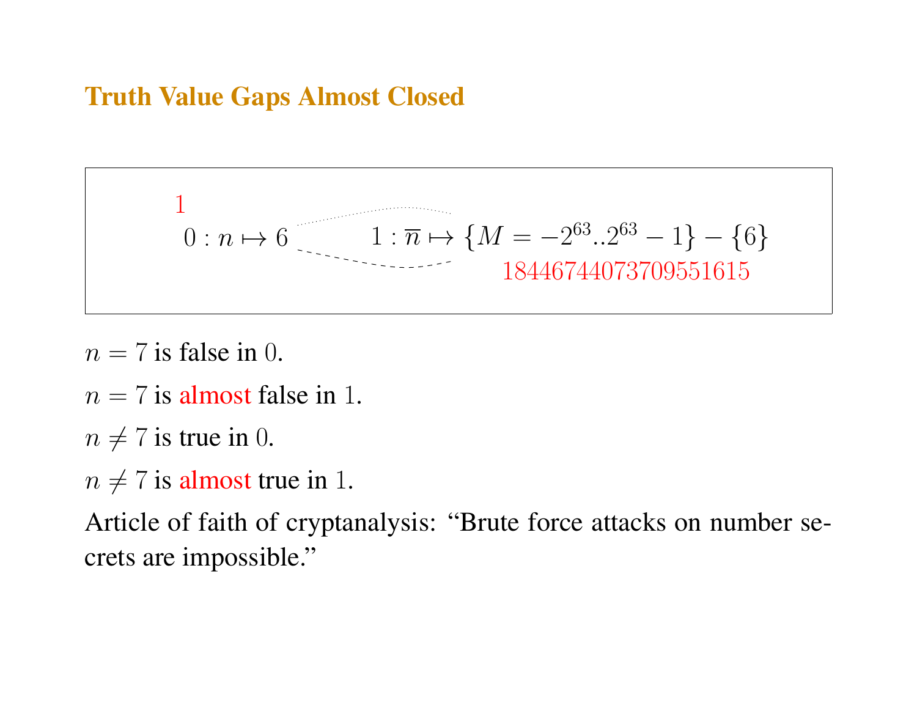## Truth Value Gaps Almost Closed

$$
\begin{array}{ll}
\overset{1}{0 : n \mapsto 6} & 1 : \overline{n} \mapsto \{M = -2^{63}..2^{63}-1\} - \{6\} \\
& \qquad\qquad 18446744073709551615
\end{array}
$$

$n = 7$ is false in $0$.

$n = 7$ is almost false in $1$.

$n \neq 7$ is true in $0$.

$n \neq 7$ is almost true in $1$.

Article of faith of cryptanalysis: "Brute force attacks on number secrets are impossible."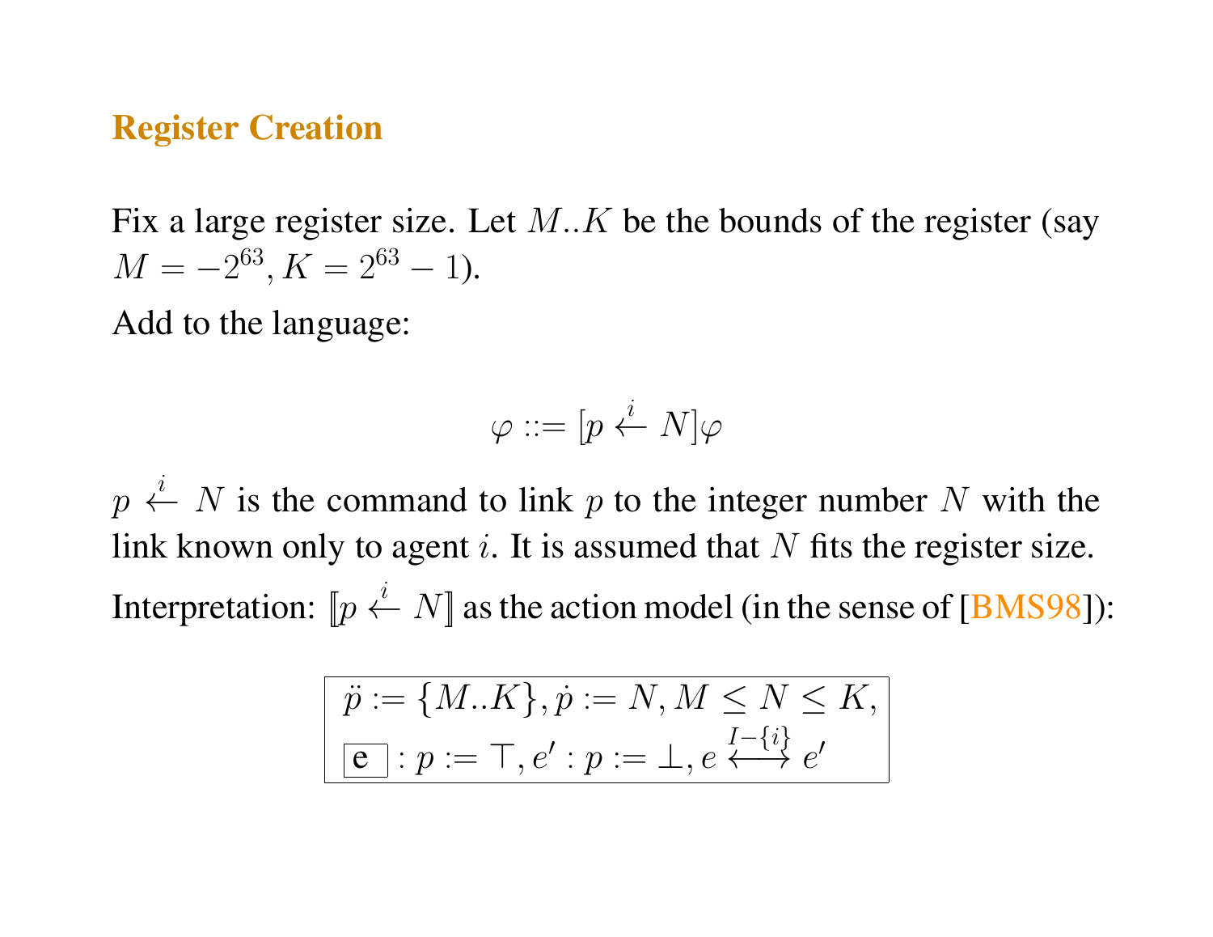## Register Creation

Fix a large register size. Let $M..K$ be the bounds of the register (say $M = -2^{63}, K = 2^{63} - 1$).

Add to the language:

$$\varphi ::= [p \overset{i}{\leftarrow} N]\varphi$$

$p \overset{i}{\leftarrow} N$ is the command to link $p$ to the integer number $N$ with the link known only to agent $i$. It is assumed that $N$ fits the register size.

Interpretation: $[\![p \overset{i}{\leftarrow} N]\!]$ as the action model (in the sense of [BMS98]):

$$\boxed{\begin{array}{l} \ddot{p} := \{M..K\}, \dot{p} := N, M \leq N \leq K, \\ \boxed{\text{e}} : p := \top, e' : p := \bot, e \overset{I-\{i\}}{\longleftrightarrow} e' \end{array}}$$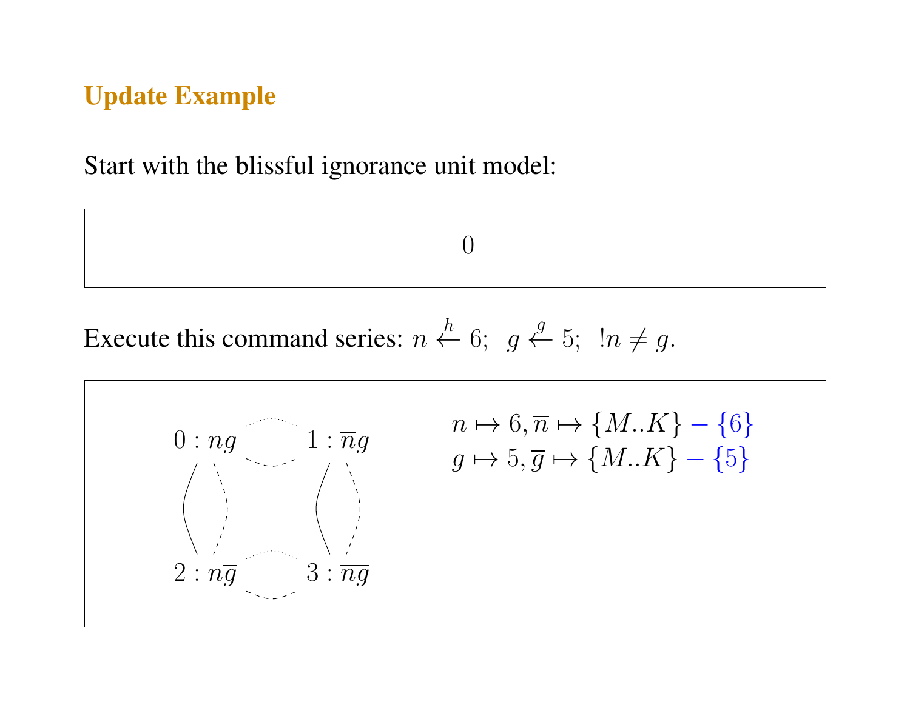## Update Example

Start with the blissful ignorance unit model:

$$0$$

Execute this command series: $n \overset{h}{\leftarrow} 6;\;\; g \overset{g}{\leftarrow} 5;\;\; !n \neq g.$

$$
\begin{array}{ccc}
0 : ng & & 1 : \overline{n}g \\
& & \\
2 : n\overline{g} & & 3 : \overline{ng}
\end{array}
$$

$n \mapsto 6, \overline{n} \mapsto \{M..K\} - \{6\}$

$g \mapsto 5, \overline{g} \mapsto \{M..K\} - \{5\}$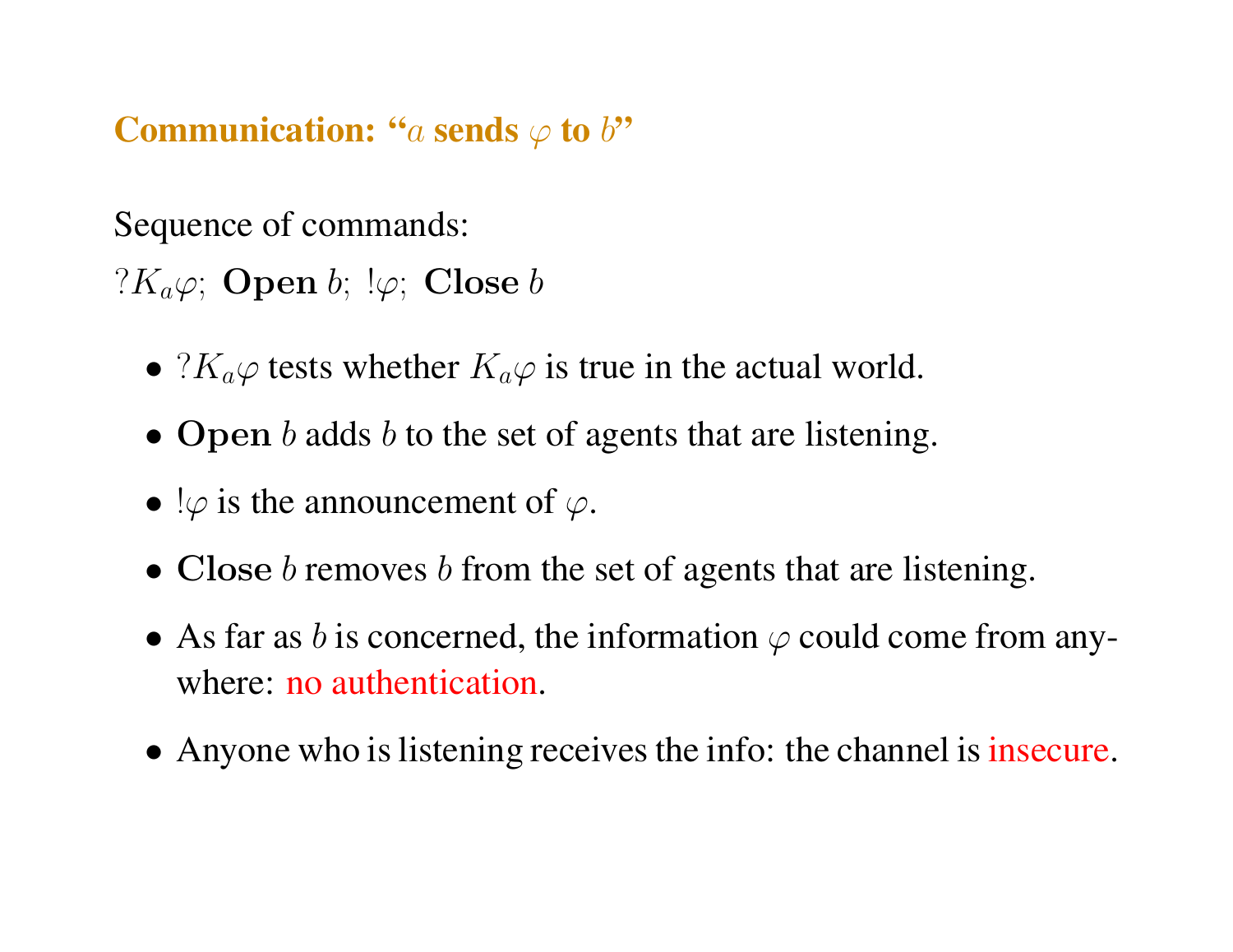## Communication: “$a$ sends $\varphi$ to $b$”

Sequence of commands:

$?K_a\varphi;\ \mathbf{Open}\ b;\ !\varphi;\ \mathbf{Close}\ b$

- $?K_a\varphi$ tests whether $K_a\varphi$ is true in the actual world.
- $\mathbf{Open}\ b$ adds $b$ to the set of agents that are listening.
- $!\varphi$ is the announcement of $\varphi$.
- $\mathbf{Close}\ b$ removes $b$ from the set of agents that are listening.
- As far as $b$ is concerned, the information $\varphi$ could come from anywhere: no authentication.
- Anyone who is listening receives the info: the channel is insecure.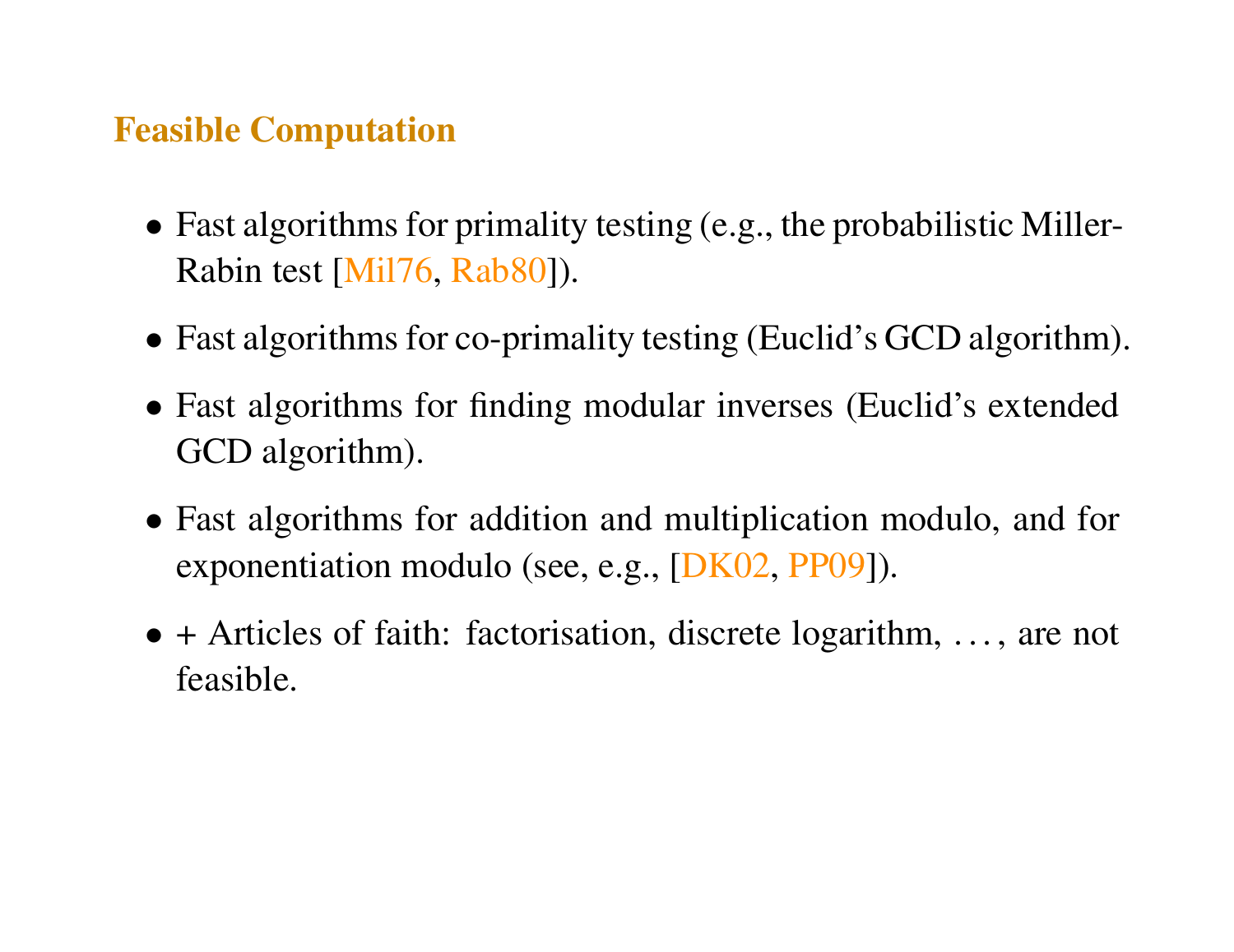## Feasible Computation

- Fast algorithms for primality testing (e.g., the probabilistic Miller-Rabin test [Mil76, Rab80]).
- Fast algorithms for co-primality testing (Euclid's GCD algorithm).
- Fast algorithms for finding modular inverses (Euclid's extended GCD algorithm).
- Fast algorithms for addition and multiplication modulo, and for exponentiation modulo (see, e.g., [DK02, PP09]).
- + Articles of faith: factorisation, discrete logarithm, . . . , are not feasible.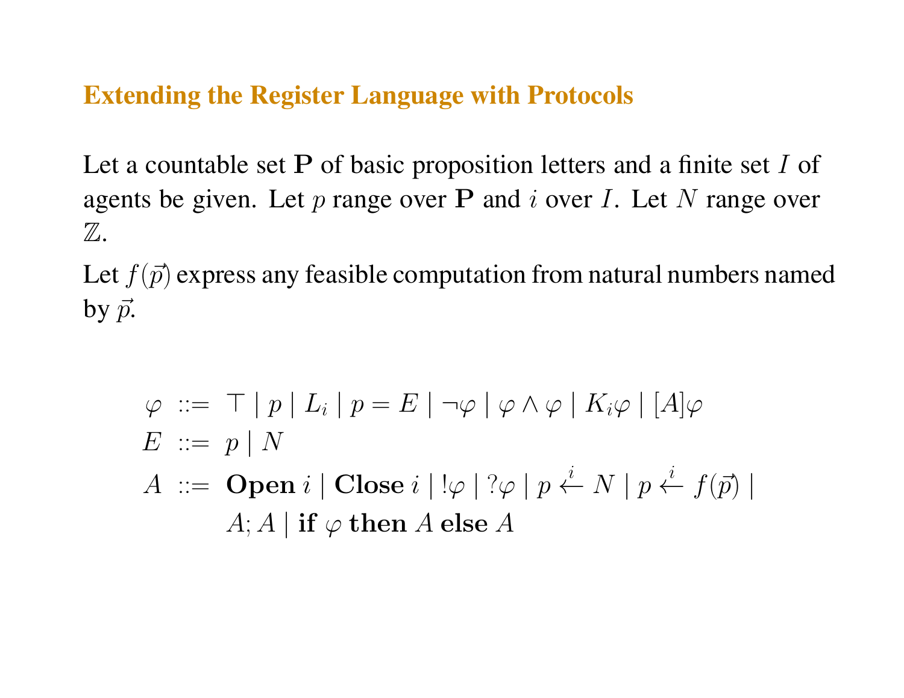## Extending the Register Language with Protocols

Let a countable set $\mathbf{P}$ of basic proposition letters and a finite set $I$ of agents be given. Let $p$ range over $\mathbf{P}$ and $i$ over $I$. Let $N$ range over $\mathbb{Z}$.

Let $f(\vec{p})$ express any feasible computation from natural numbers named by $\vec{p}$.

$$
\begin{array}{rcl}
\varphi & ::= & \top \mid p \mid L_i \mid p = E \mid \neg\varphi \mid \varphi \wedge \varphi \mid K_i\varphi \mid [A]\varphi \\
E & ::= & p \mid N \\
A & ::= & \mathbf{Open}\ i \mid \mathbf{Close}\ i \mid !\varphi \mid ?\varphi \mid p \stackrel{i}{\leftarrow} N \mid p \stackrel{i}{\leftarrow} f(\vec{p}) \mid \\
 & & A; A \mid \mathbf{if}\ \varphi\ \mathbf{then}\ A\ \mathbf{else}\ A
\end{array}
$$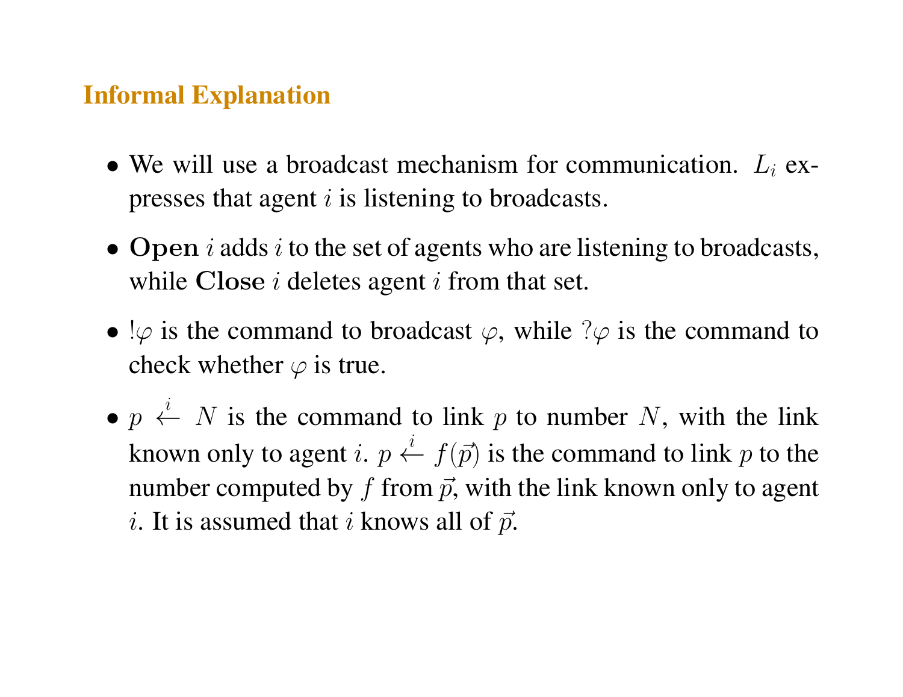## Informal Explanation

- We will use a broadcast mechanism for communication. $L_i$ expresses that agent $i$ is listening to broadcasts.
- $\mathbf{Open}\ i$ adds $i$ to the set of agents who are listening to broadcasts, while $\mathbf{Close}\ i$ deletes agent $i$ from that set.
- $!\varphi$ is the command to broadcast $\varphi$, while $?\varphi$ is the command to check whether $\varphi$ is true.
- $p \overset{i}{\leftarrow} N$ is the command to link $p$ to number $N$, with the link known only to agent $i$. $p \overset{i}{\leftarrow} f(\vec{p})$ is the command to link $p$ to the number computed by $f$ from $\vec{p}$, with the link known only to agent $i$. It is assumed that $i$ knows all of $\vec{p}$.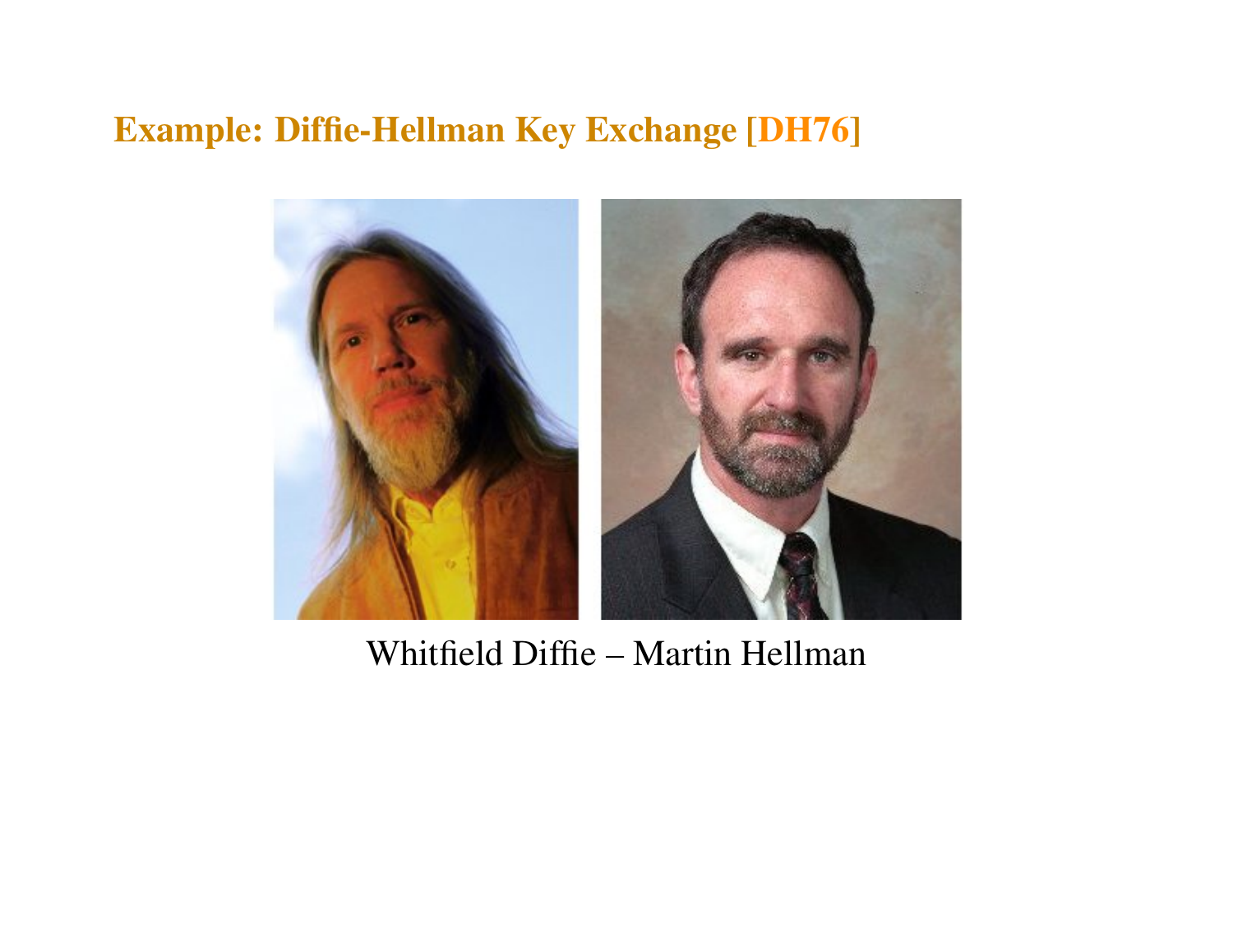## Example: Diffie-Hellman Key Exchange [DH76]

Whitfield Diffie – Martin Hellman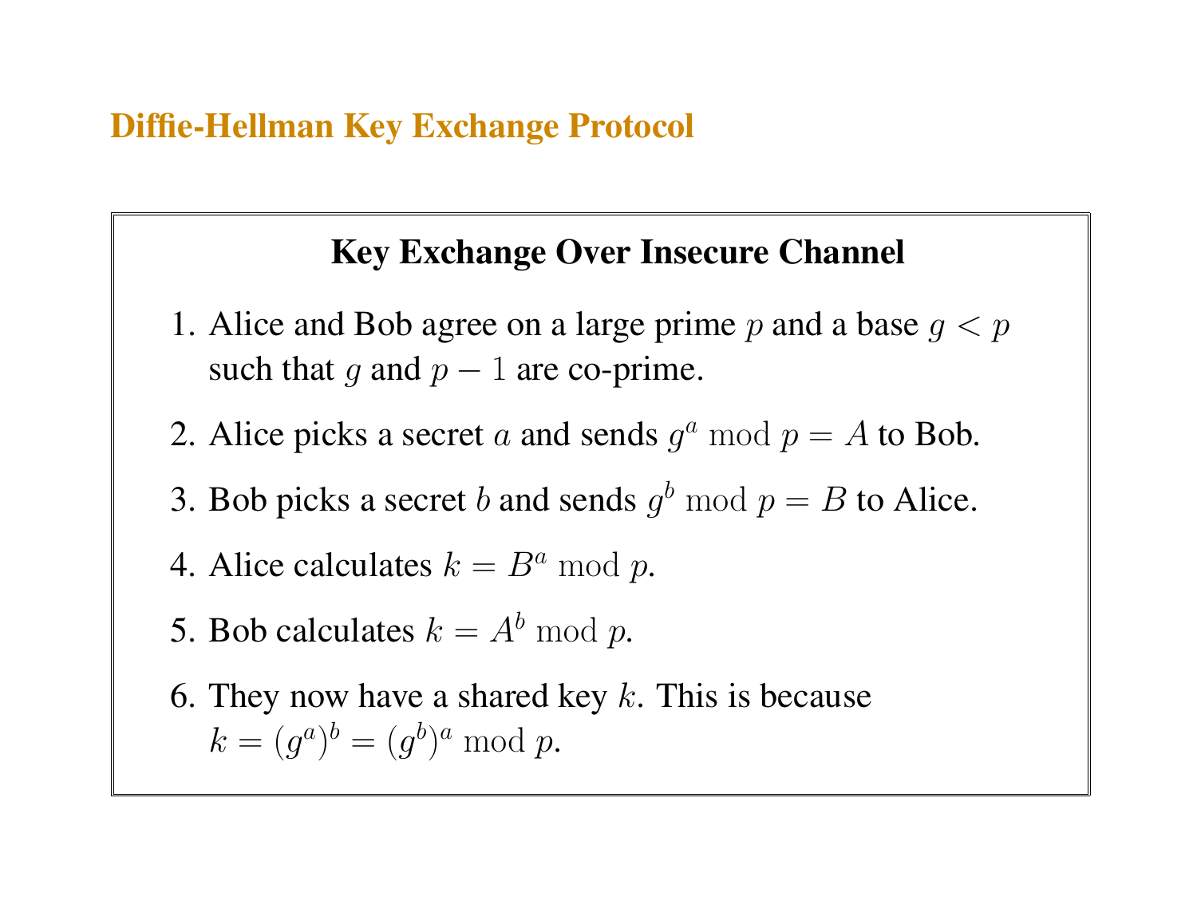## Diffie-Hellman Key Exchange Protocol

### Key Exchange Over Insecure Channel

1. Alice and Bob agree on a large prime $p$ and a base $g < p$ such that $g$ and $p - 1$ are co-prime.
2. Alice picks a secret $a$ and sends $g^a \bmod p = A$ to Bob.
3. Bob picks a secret $b$ and sends $g^b \bmod p = B$ to Alice.
4. Alice calculates $k = B^a \bmod p$.
5. Bob calculates $k = A^b \bmod p$.
6. They now have a shared key $k$. This is because $k = (g^a)^b = (g^b)^a \bmod p$.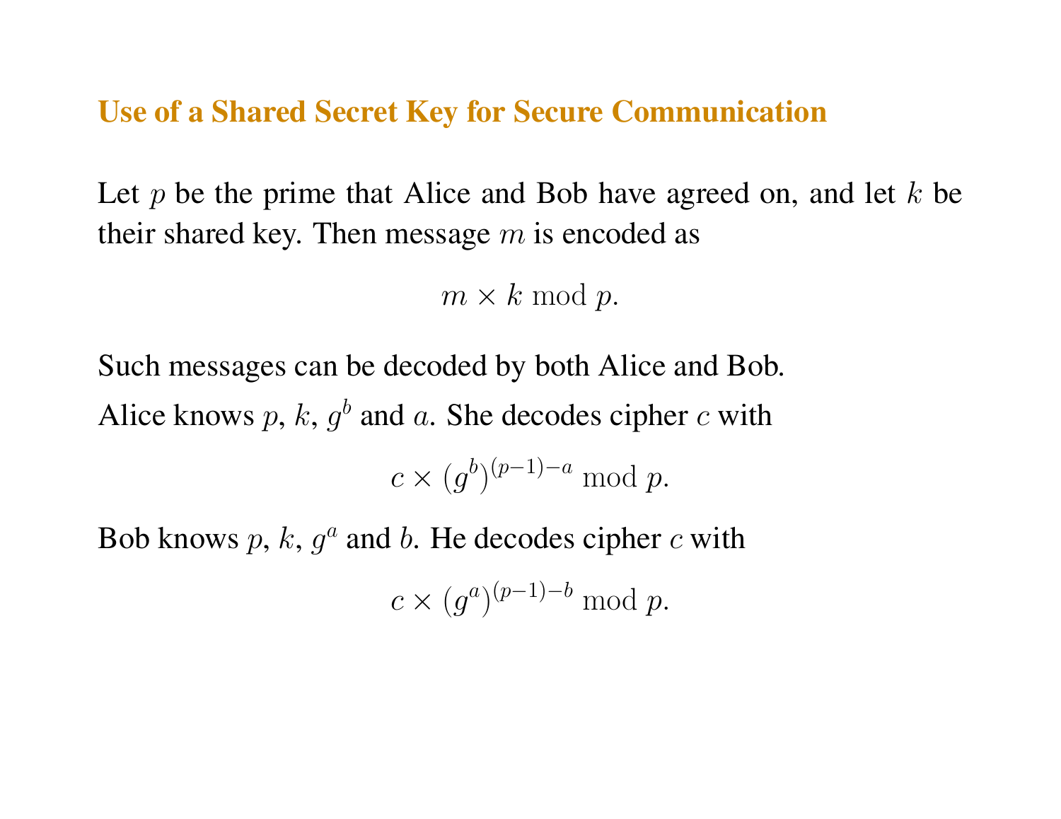## Use of a Shared Secret Key for Secure Communication

Let $p$ be the prime that Alice and Bob have agreed on, and let $k$ be their shared key. Then message $m$ is encoded as

$$m \times k \bmod p.$$

Such messages can be decoded by both Alice and Bob.

Alice knows $p$, $k$, $g^b$ and $a$. She decodes cipher $c$ with

$$c \times (g^b)^{(p-1)-a} \bmod p.$$

Bob knows $p$, $k$, $g^a$ and $b$. He decodes cipher $c$ with

$$c \times (g^a)^{(p-1)-b} \bmod p.$$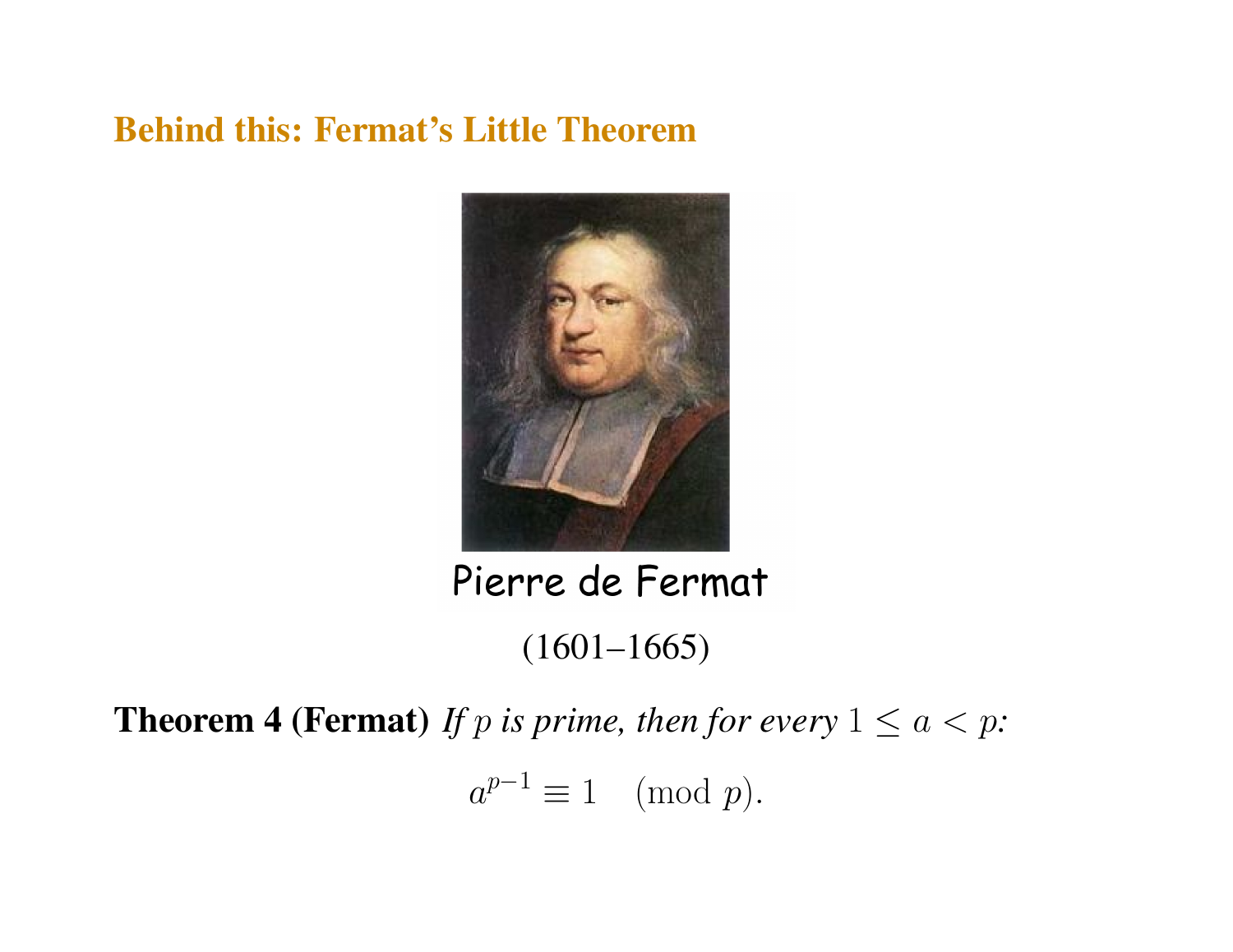## Behind this: Fermat's Little Theorem

Pierre de Fermat

(1601–1665)

**Theorem 4 (Fermat)** *If $p$ is prime, then for every $1 \leq a < p$:*

$$a^{p-1} \equiv 1 \pmod{p}.$$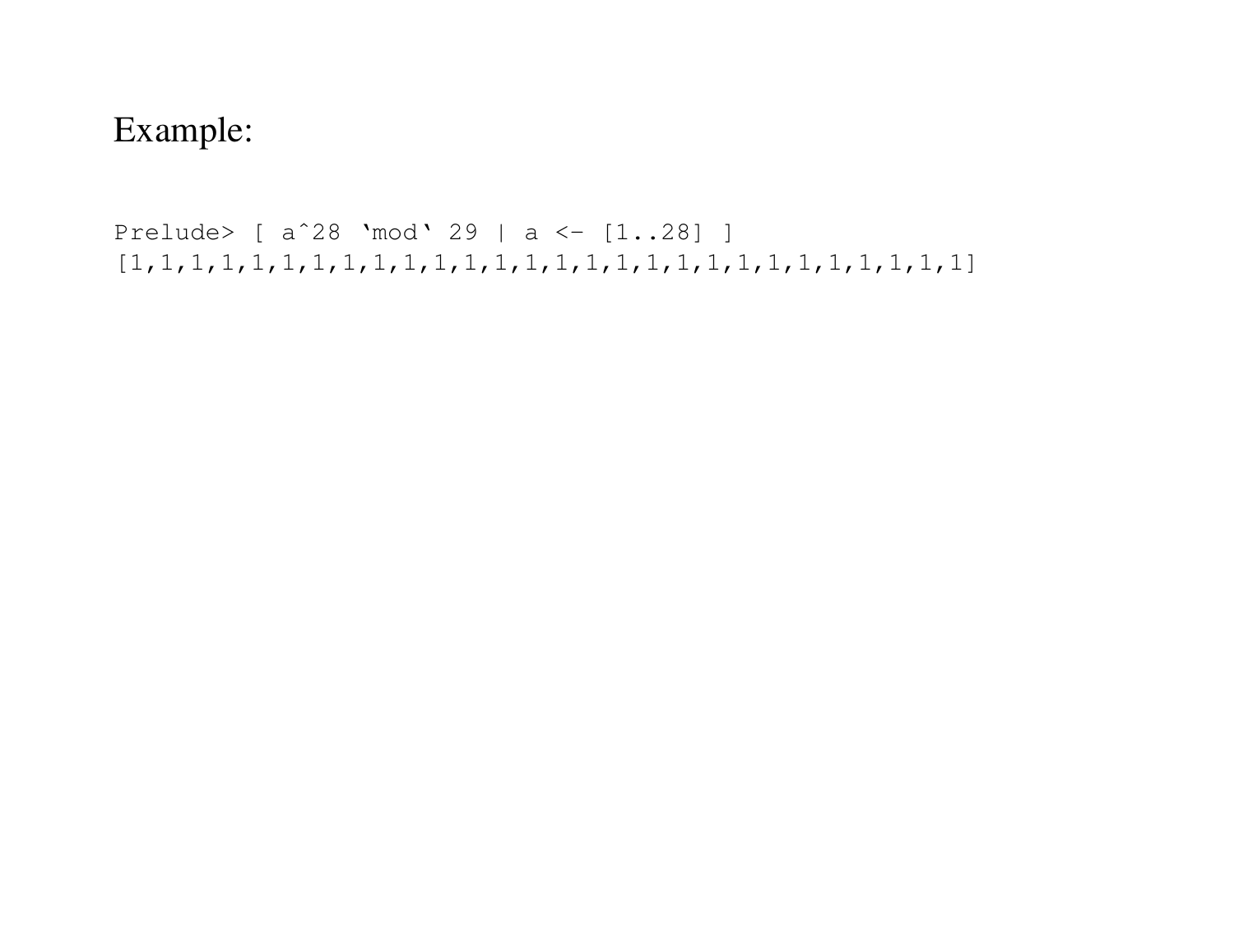Example:

```
Prelude> [ a^28 `mod` 29 | a <- [1..28] ]
[1,1,1,1,1,1,1,1,1,1,1,1,1,1,1,1,1,1,1,1,1,1,1,1,1,1,1,1]
```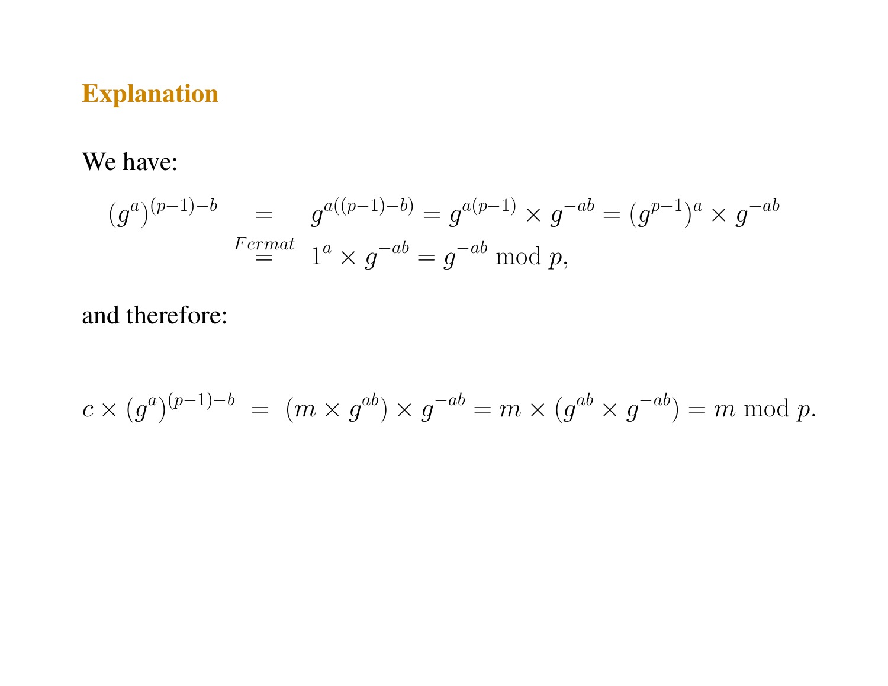## Explanation

We have:

$$
\begin{aligned}
(g^a)^{(p-1)-b} &= g^{a((p-1)-b)} = g^{a(p-1)} \times g^{-ab} = (g^{p-1})^a \times g^{-ab} \\
&\overset{Fermat}{=} 1^a \times g^{-ab} = g^{-ab} \bmod p,
\end{aligned}
$$

and therefore:

$$
c \times (g^a)^{(p-1)-b} \;=\; (m \times g^{ab}) \times g^{-ab} = m \times (g^{ab} \times g^{-ab}) = m \bmod p.
$$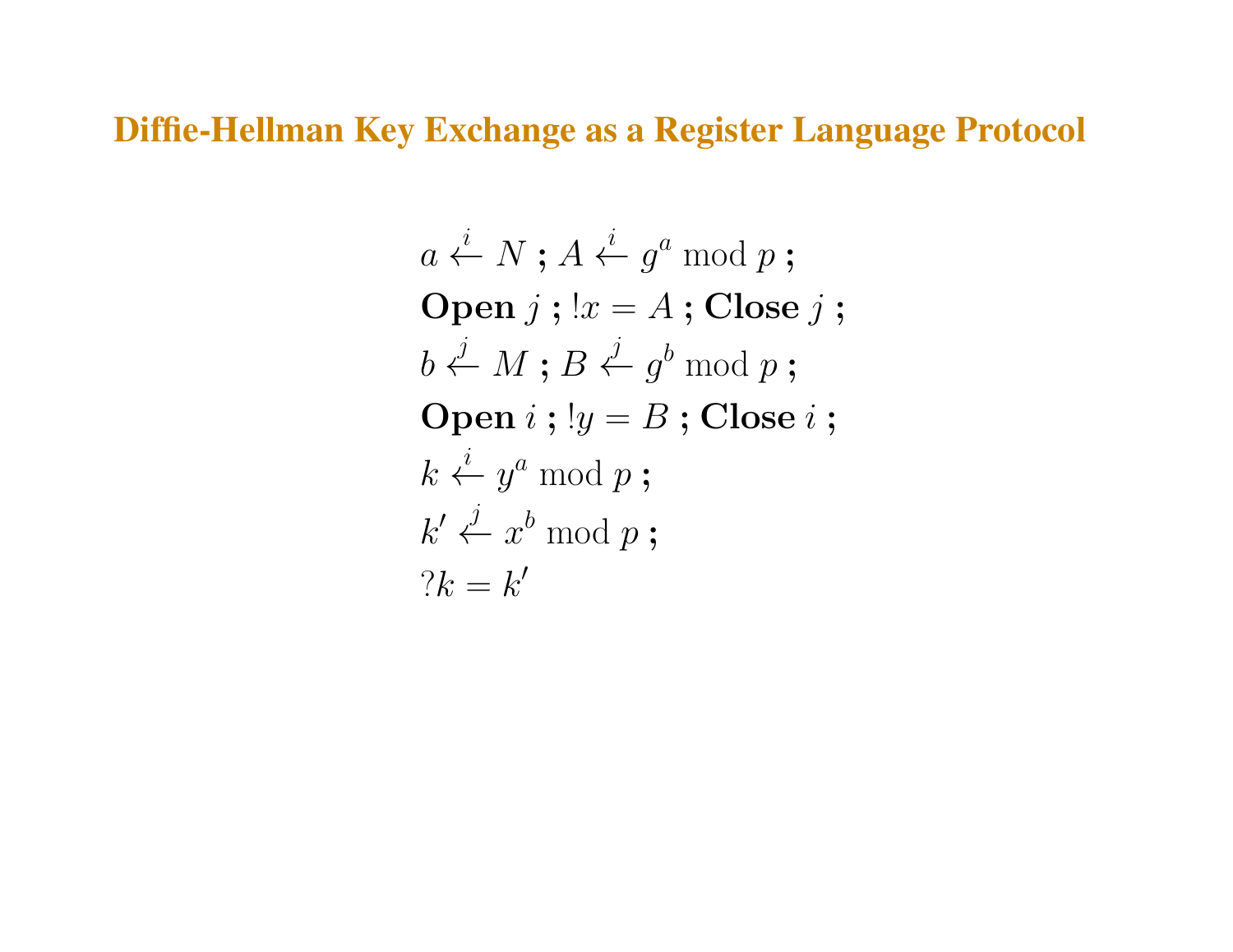# Diffie-Hellman Key Exchange as a Register Language Protocol

$$
\begin{aligned}
& a \stackrel{i}{\leftarrow} N \text{ ; } A \stackrel{i}{\leftarrow} g^a \bmod p \text{ ;} \\
& \textbf{Open } j \text{ ; } !x = A \text{ ; } \textbf{Close } j \text{ ;} \\
& b \stackrel{j}{\leftarrow} M \text{ ; } B \stackrel{j}{\leftarrow} g^b \bmod p \text{ ;} \\
& \textbf{Open } i \text{ ; } !y = B \text{ ; } \textbf{Close } i \text{ ;} \\
& k \stackrel{i}{\leftarrow} y^a \bmod p \text{ ;} \\
& k' \stackrel{j}{\leftarrow} x^b \bmod p \text{ ;} \\
& ?k = k'
\end{aligned}
$$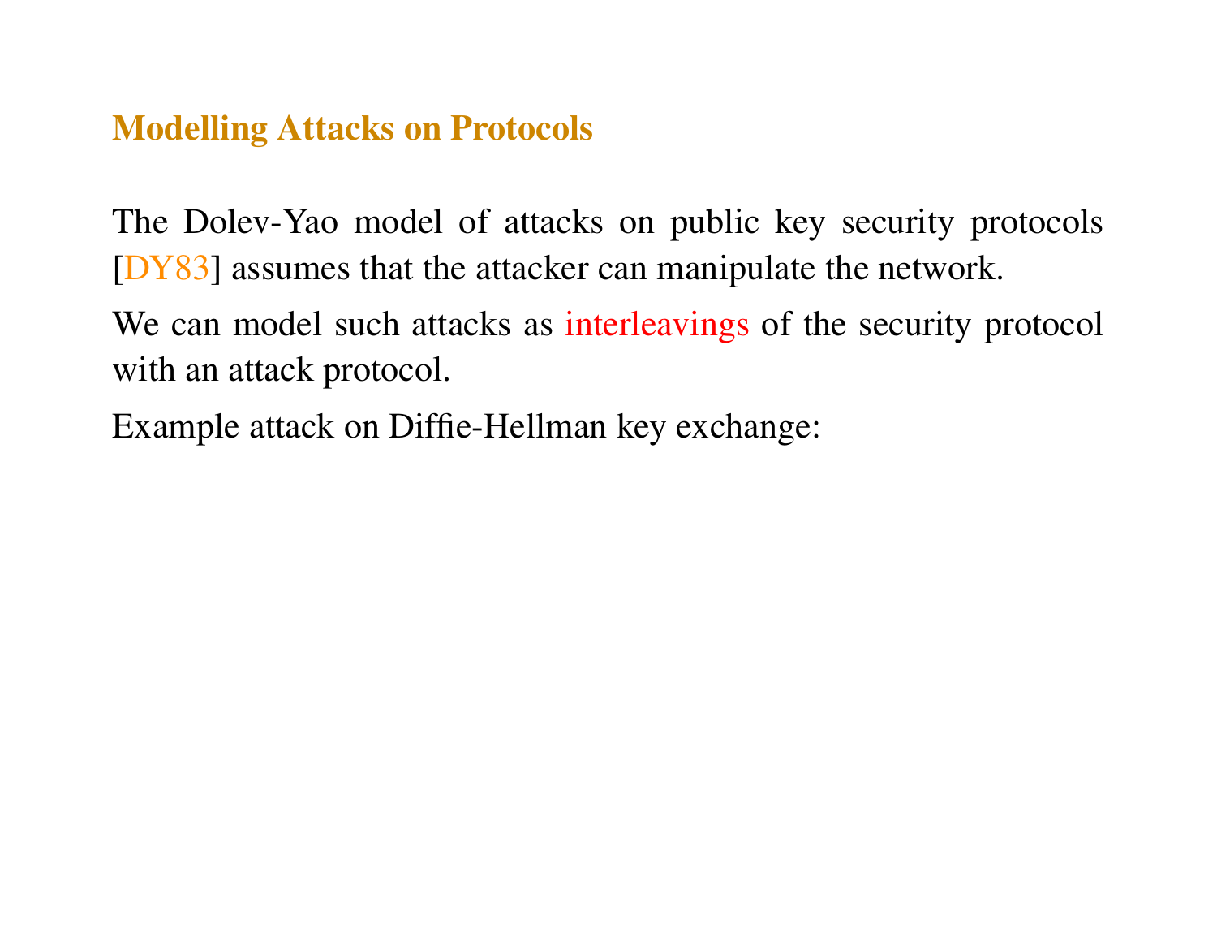## Modelling Attacks on Protocols

The Dolev-Yao model of attacks on public key security protocols [DY83] assumes that the attacker can manipulate the network.

We can model such attacks as interleavings of the security protocol with an attack protocol.

Example attack on Diffie-Hellman key exchange: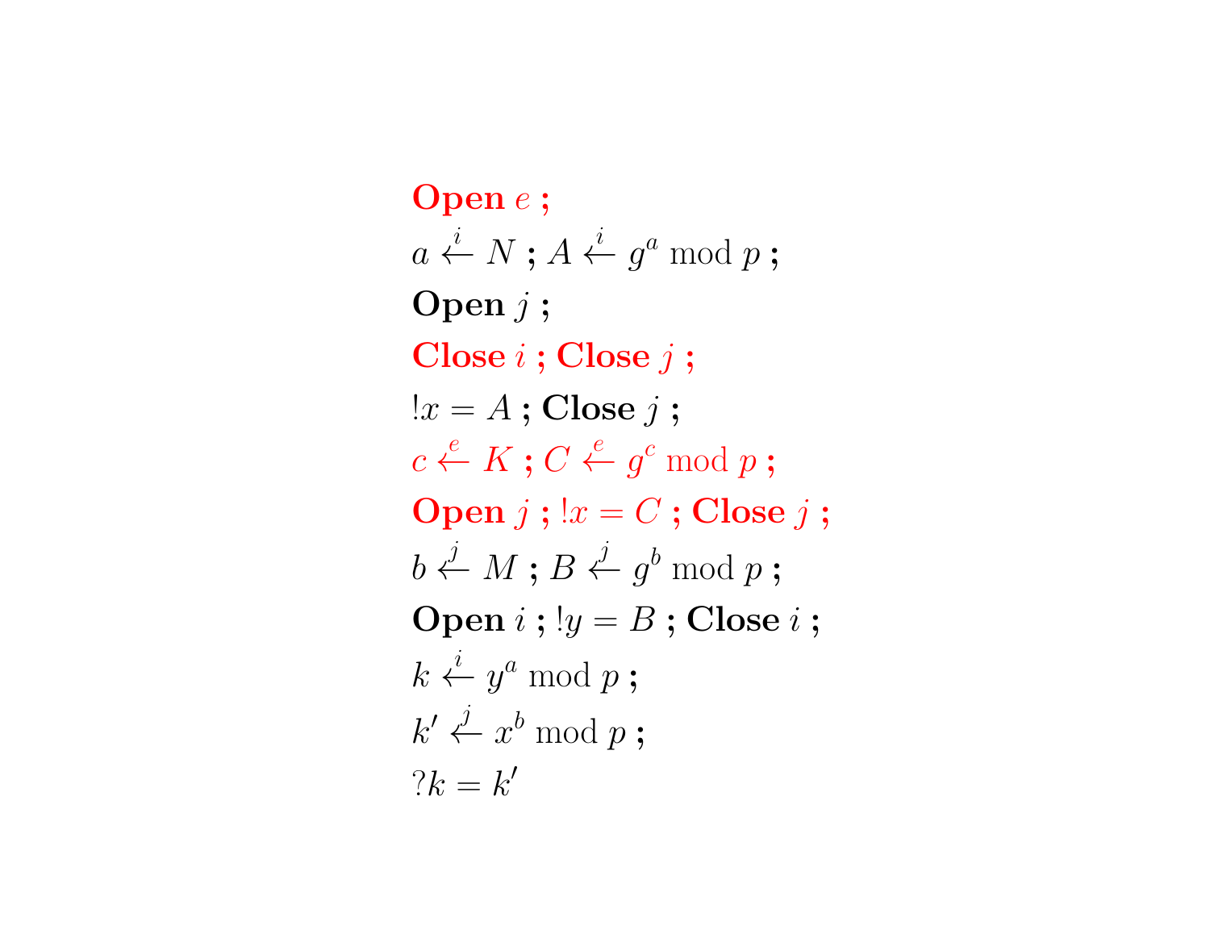**Open** $e$ **;**

$a \stackrel{i}{\leftarrow} N$ **;** $A \stackrel{i}{\leftarrow} g^a \bmod p$ **;**

**Open** $j$ **;**

**Close** $i$ **; Close** $j$ **;**

$!x = A$ **; Close** $j$ **;**

$c \stackrel{e}{\leftarrow} K$ **;** $C \stackrel{e}{\leftarrow} g^c \bmod p$ **;**

**Open** $j$ **;** $!x = C$ **; Close** $j$ **;**

$b \stackrel{j}{\leftarrow} M$ **;** $B \stackrel{j}{\leftarrow} g^b \bmod p$ **;**

**Open** $i$ **;** $!y = B$ **; Close** $i$ **;**

$k \stackrel{i}{\leftarrow} y^a \bmod p$ **;**

$k' \stackrel{j}{\leftarrow} x^b \bmod p$ **;**

$?k = k'$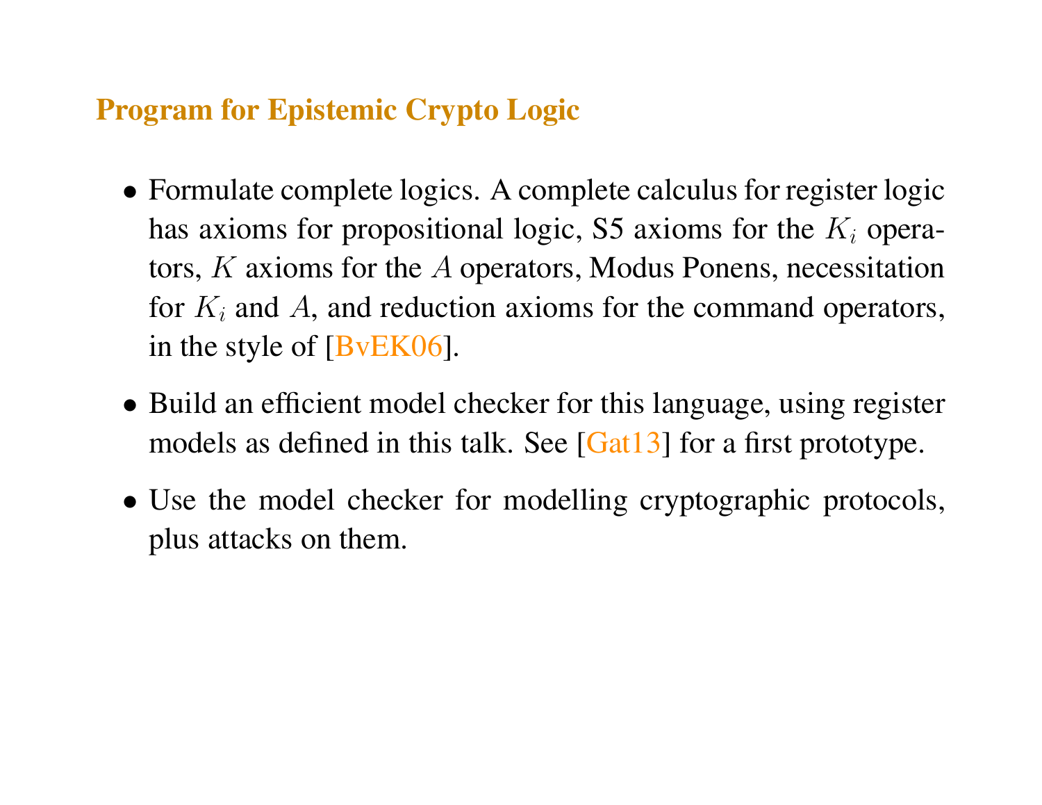## Program for Epistemic Crypto Logic

- Formulate complete logics. A complete calculus for register logic has axioms for propositional logic, S5 axioms for the $K_i$ operators, $K$ axioms for the $A$ operators, Modus Ponens, necessitation for $K_i$ and $A$, and reduction axioms for the command operators, in the style of [BvEK06].
- Build an efficient model checker for this language, using register models as defined in this talk. See [Gat13] for a first prototype.
- Use the model checker for modelling cryptographic protocols, plus attacks on them.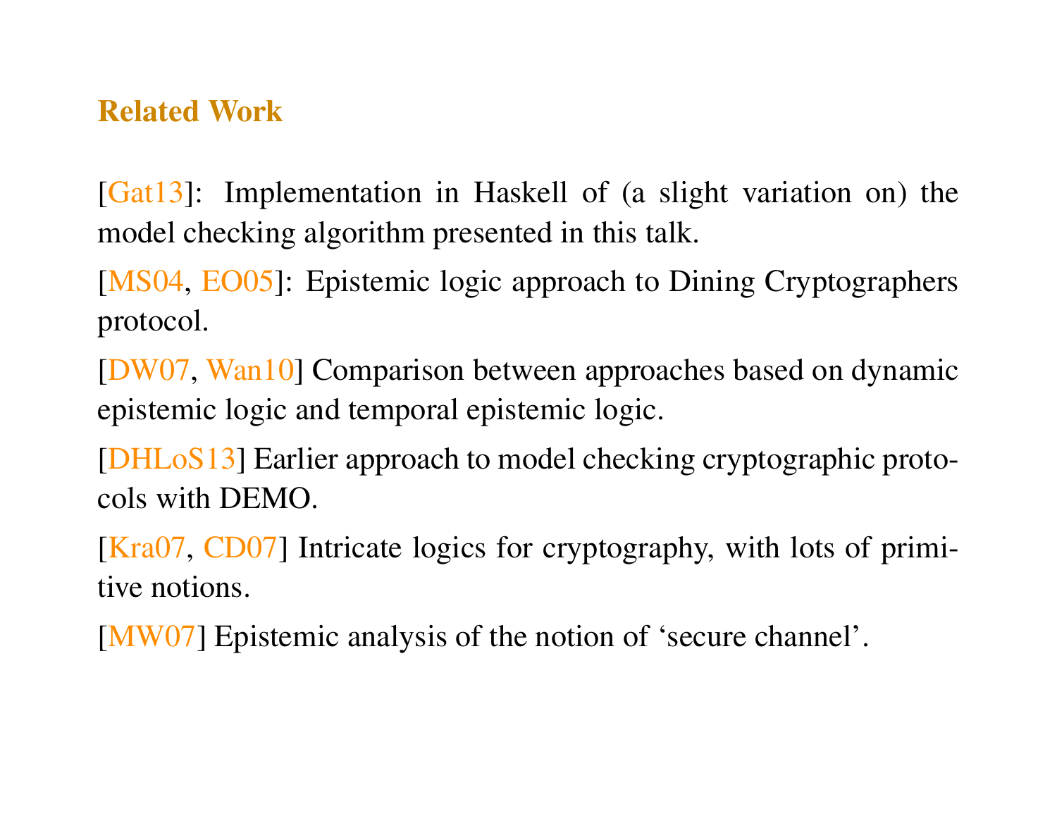## Related Work

[Gat13]: Implementation in Haskell of (a slight variation on) the model checking algorithm presented in this talk.

[MS04, EO05]: Epistemic logic approach to Dining Cryptographers protocol.

[DW07, Wan10] Comparison between approaches based on dynamic epistemic logic and temporal epistemic logic.

[DHLoS13] Earlier approach to model checking cryptographic protocols with DEMO.

[Kra07, CD07] Intricate logics for cryptography, with lots of primitive notions.

[MW07] Epistemic analysis of the notion of 'secure channel'.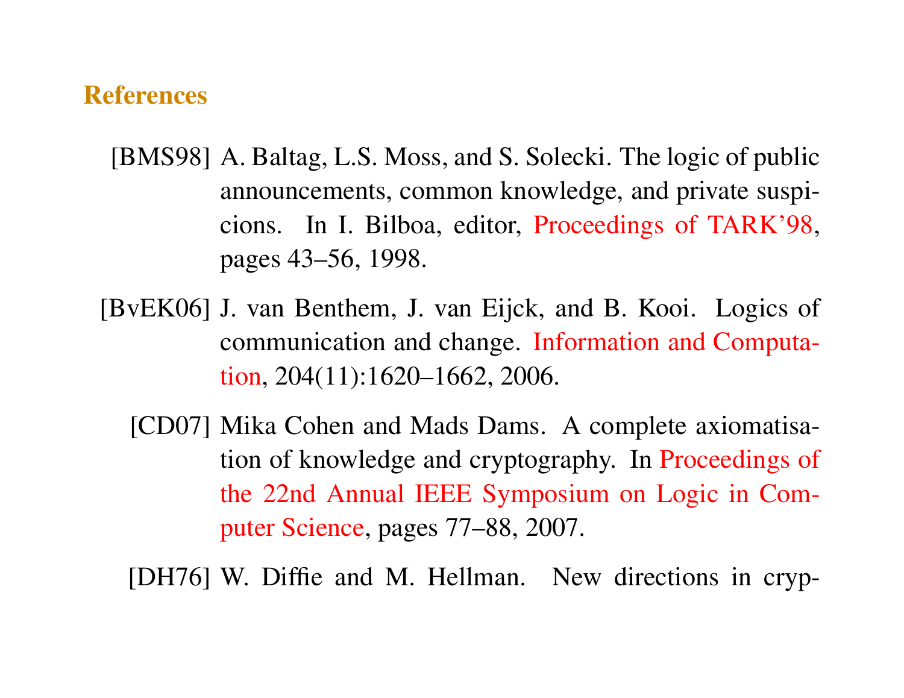## References

[BMS98] A. Baltag, L.S. Moss, and S. Solecki. The logic of public announcements, common knowledge, and private suspicions. In I. Bilboa, editor, Proceedings of TARK'98, pages 43–56, 1998.

[BvEK06] J. van Benthem, J. van Eijck, and B. Kooi. Logics of communication and change. Information and Computation, 204(11):1620–1662, 2006.

[CD07] Mika Cohen and Mads Dams. A complete axiomatisation of knowledge and cryptography. In Proceedings of the 22nd Annual IEEE Symposium on Logic in Computer Science, pages 77–88, 2007.

[DH76] W. Diffie and M. Hellman. New directions in cryp-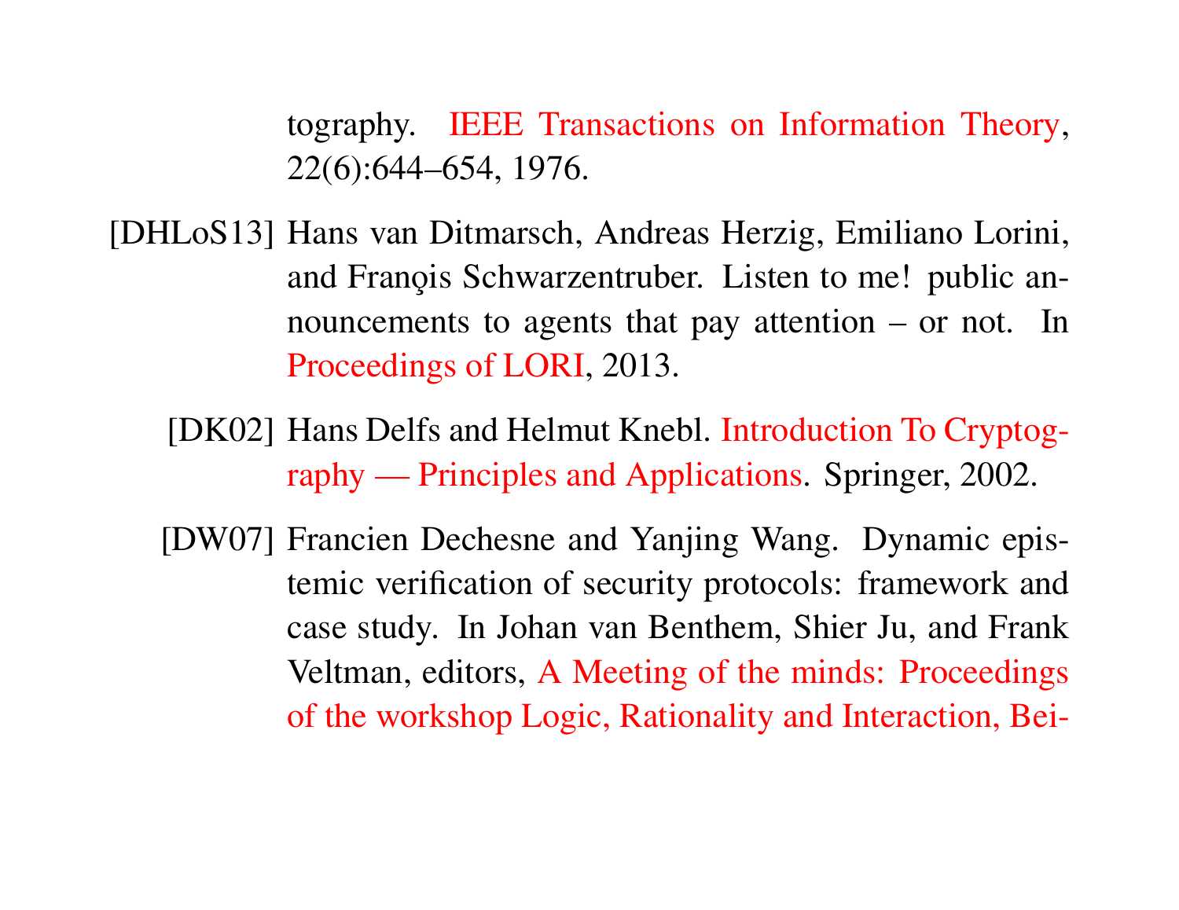tography. IEEE Transactions on Information Theory, 22(6):644–654, 1976.

[DHLoS13] Hans van Ditmarsch, Andreas Herzig, Emiliano Lorini, and Franęis Schwarzentruber. Listen to me! public announcements to agents that pay attention – or not. In Proceedings of LORI, 2013.

[DK02] Hans Delfs and Helmut Knebl. Introduction To Cryptography — Principles and Applications. Springer, 2002.

[DW07] Francien Dechesne and Yanjing Wang. Dynamic epistemic verification of security protocols: framework and case study. In Johan van Benthem, Shier Ju, and Frank Veltman, editors, A Meeting of the minds: Proceedings of the workshop Logic, Rationality and Interaction, Bei-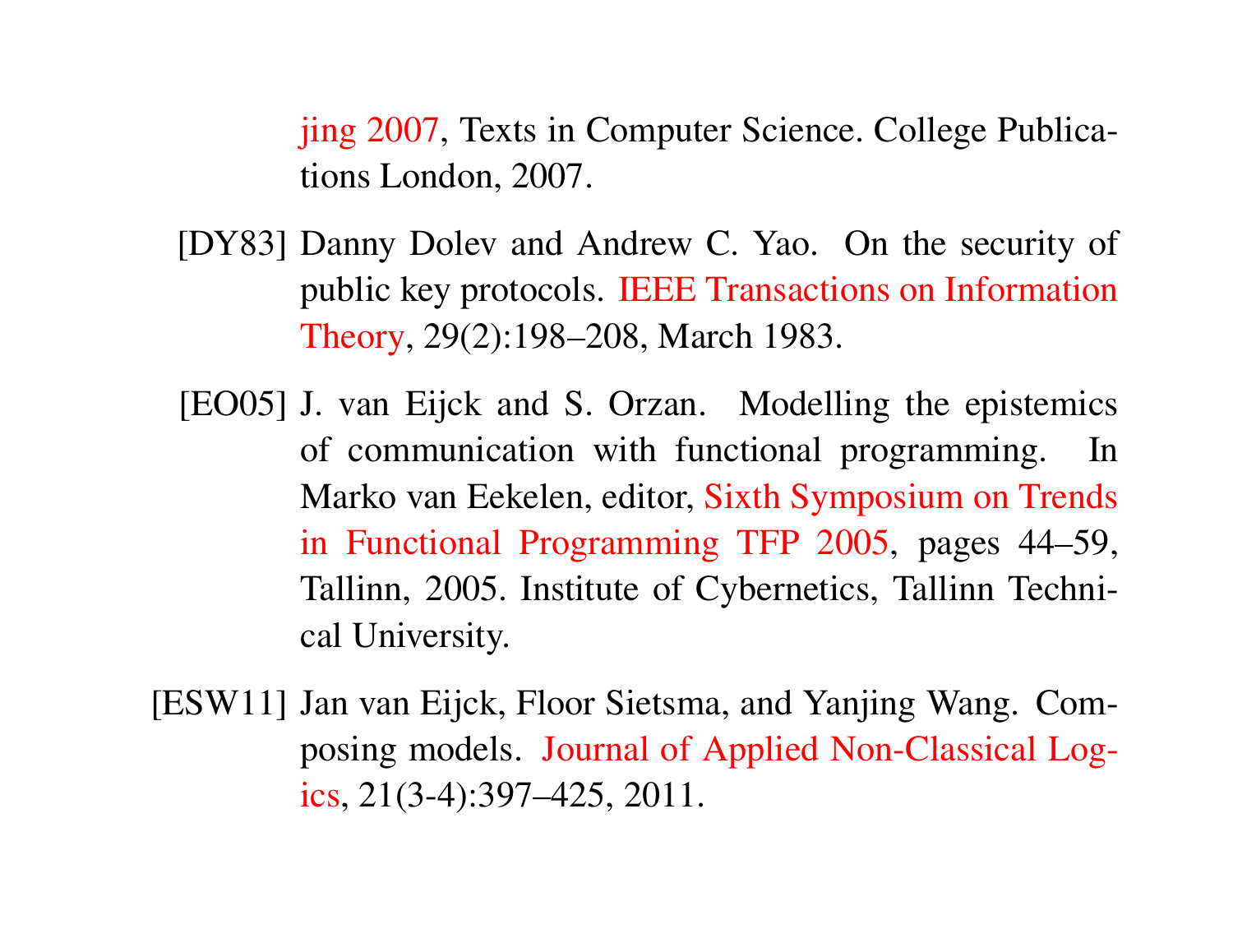jing 2007, Texts in Computer Science. College Publications London, 2007.

[DY83] Danny Dolev and Andrew C. Yao. On the security of public key protocols. IEEE Transactions on Information Theory, 29(2):198–208, March 1983.

[EO05] J. van Eijck and S. Orzan. Modelling the epistemics of communication with functional programming. In Marko van Eekelen, editor, Sixth Symposium on Trends in Functional Programming TFP 2005, pages 44–59, Tallinn, 2005. Institute of Cybernetics, Tallinn Technical University.

[ESW11] Jan van Eijck, Floor Sietsma, and Yanjing Wang. Composing models. Journal of Applied Non-Classical Logics, 21(3-4):397–425, 2011.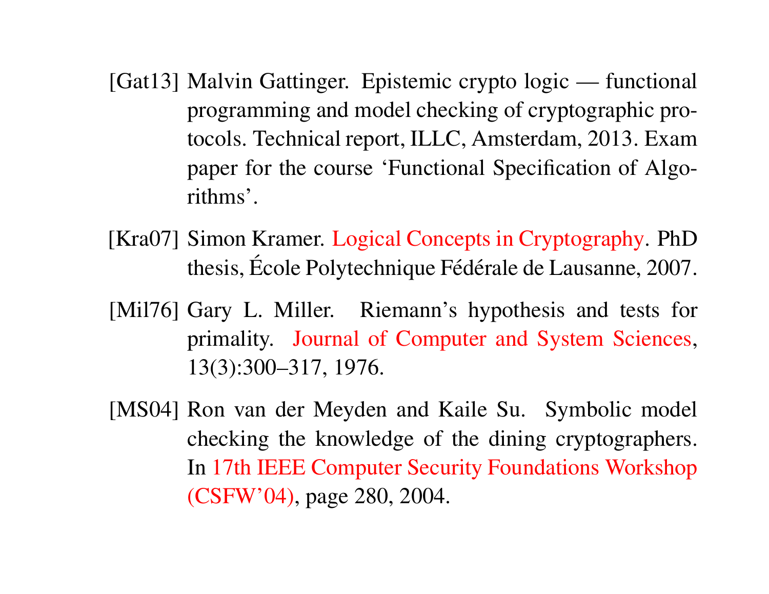[Gat13] Malvin Gattinger. Epistemic crypto logic — functional programming and model checking of cryptographic protocols. Technical report, ILLC, Amsterdam, 2013. Exam paper for the course 'Functional Specification of Algorithms'.

[Kra07] Simon Kramer. Logical Concepts in Cryptography. PhD thesis, École Polytechnique Fédérale de Lausanne, 2007.

[Mil76] Gary L. Miller. Riemann's hypothesis and tests for primality. Journal of Computer and System Sciences, 13(3):300–317, 1976.

[MS04] Ron van der Meyden and Kaile Su. Symbolic model checking the knowledge of the dining cryptographers. In 17th IEEE Computer Security Foundations Workshop (CSFW'04), page 280, 2004.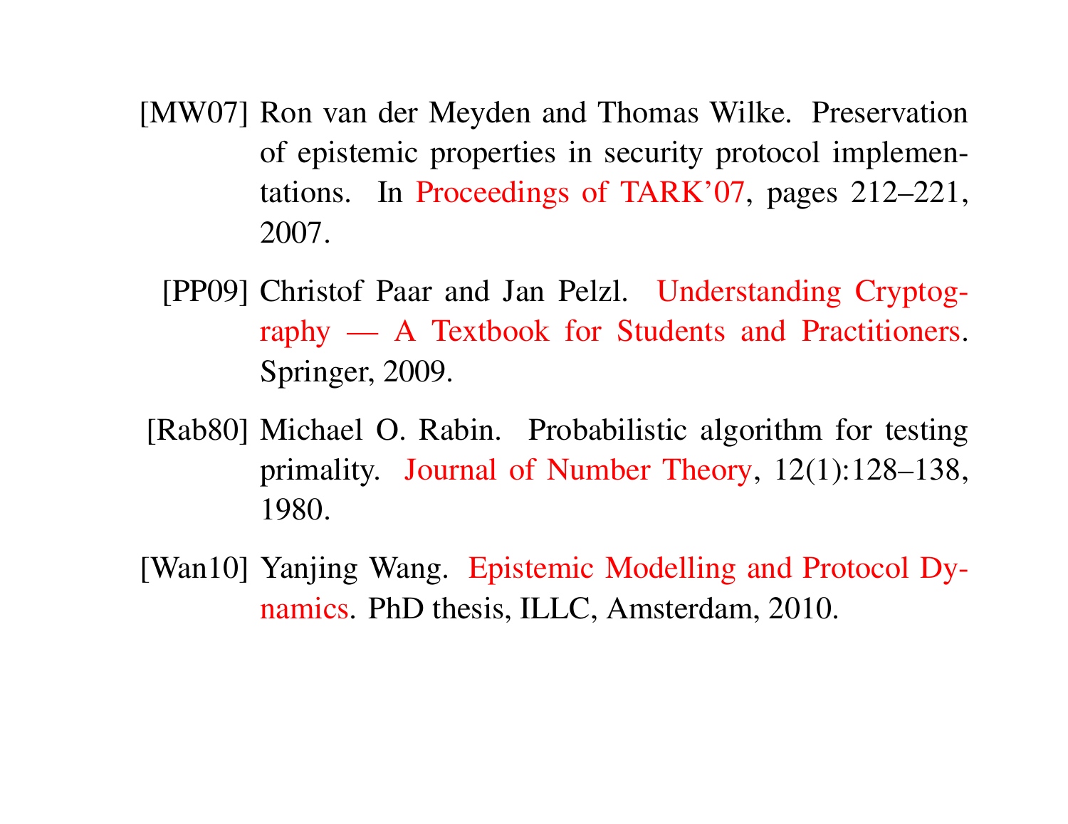[MW07] Ron van der Meyden and Thomas Wilke. Preservation of epistemic properties in security protocol implementations. In Proceedings of TARK'07, pages 212–221, 2007.

[PP09] Christof Paar and Jan Pelzl. Understanding Cryptography — A Textbook for Students and Practitioners. Springer, 2009.

[Rab80] Michael O. Rabin. Probabilistic algorithm for testing primality. Journal of Number Theory, 12(1):128–138, 1980.

[Wan10] Yanjing Wang. Epistemic Modelling and Protocol Dynamics. PhD thesis, ILLC, Amsterdam, 2010.